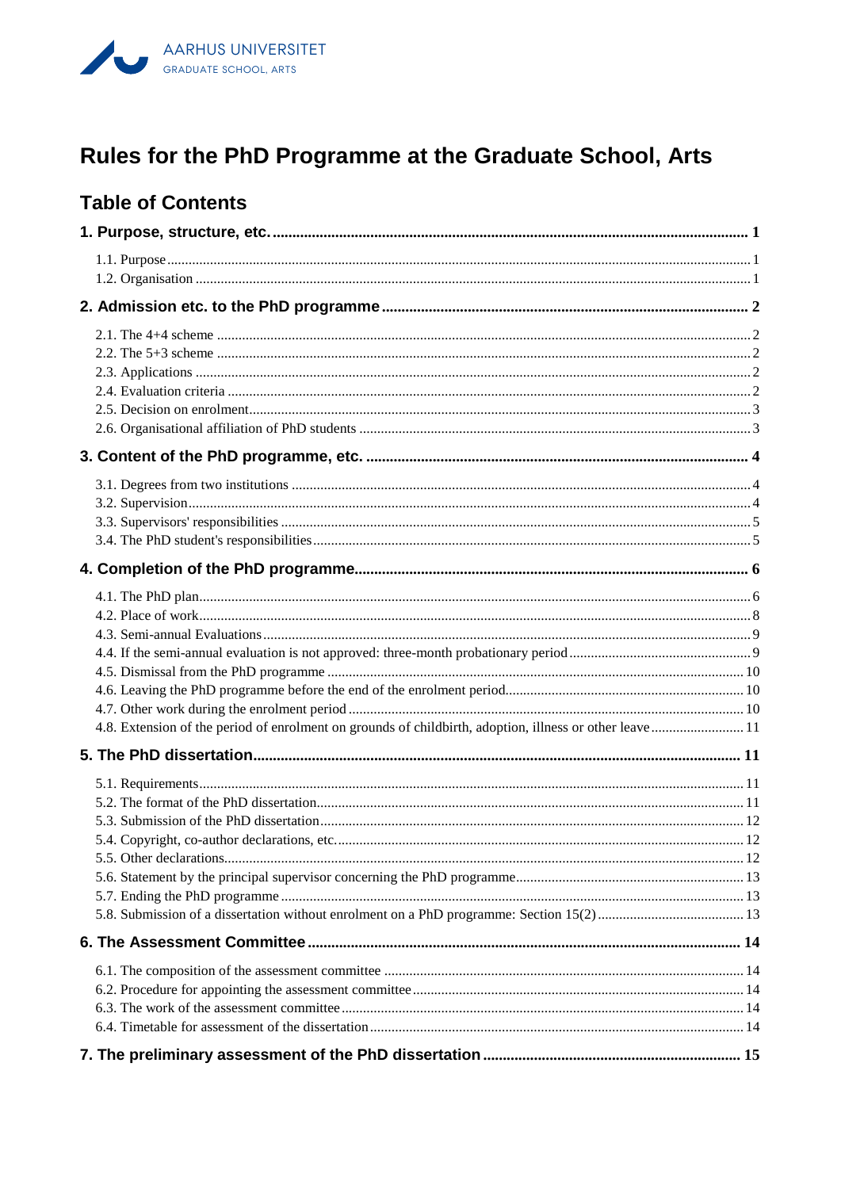AARHUS UNIVERSITET
GRADUATE SCHOOL, ARTS

# Rules for the PhD Programme at the Graduate School, Arts

## Table of Contents

**1. Purpose, structure, etc. .......... 1**

1.1. Purpose .......... 1
1.2. Organisation .......... 1

**2. Admission etc. to the PhD programme .......... 2**

2.1. The 4+4 scheme .......... 2
2.2. The 5+3 scheme .......... 2
2.3. Applications .......... 2
2.4. Evaluation criteria .......... 2
2.5. Decision on enrolment .......... 3
2.6. Organisational affiliation of PhD students .......... 3

**3. Content of the PhD programme, etc. .......... 4**

3.1. Degrees from two institutions .......... 4
3.2. Supervision .......... 4
3.3. Supervisors' responsibilities .......... 5
3.4. The PhD student's responsibilities .......... 5

**4. Completion of the PhD programme .......... 6**

4.1. The PhD plan .......... 6
4.2. Place of work .......... 8
4.3. Semi-annual Evaluations .......... 9
4.4. If the semi-annual evaluation is not approved: three-month probationary period .......... 9
4.5. Dismissal from the PhD programme .......... 10
4.6. Leaving the PhD programme before the end of the enrolment period .......... 10
4.7. Other work during the enrolment period .......... 10
4.8. Extension of the period of enrolment on grounds of childbirth, adoption, illness or other leave .......... 11

**5. The PhD dissertation .......... 11**

5.1. Requirements .......... 11
5.2. The format of the PhD dissertation .......... 11
5.3. Submission of the PhD dissertation .......... 12
5.4. Copyright, co-author declarations, etc. .......... 12
5.5. Other declarations .......... 12
5.6. Statement by the principal supervisor concerning the PhD programme .......... 13
5.7. Ending the PhD programme .......... 13
5.8. Submission of a dissertation without enrolment on a PhD programme: Section 15(2) .......... 13

**6. The Assessment Committee .......... 14**

6.1. The composition of the assessment committee .......... 14
6.2. Procedure for appointing the assessment committee .......... 14
6.3. The work of the assessment committee .......... 14
6.4. Timetable for assessment of the dissertation .......... 14

**7. The preliminary assessment of the PhD dissertation .......... 15**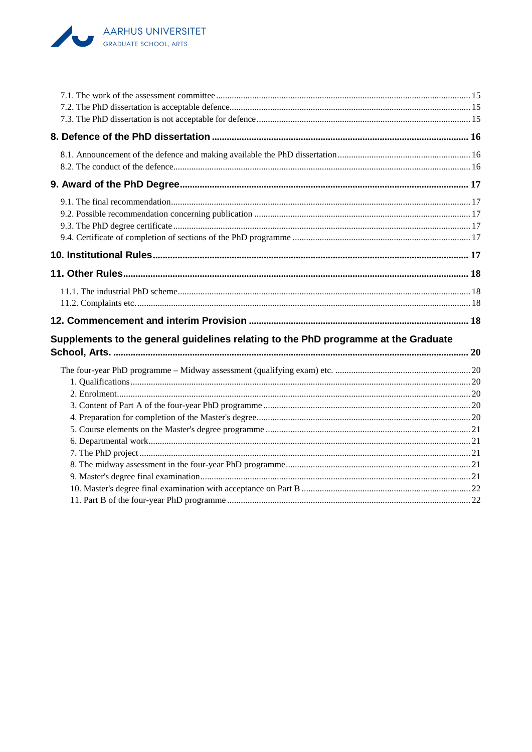7.1. The work of the assessment committee ... 15
7.2. The PhD dissertation is acceptable defence ... 15
7.3. The PhD dissertation is not acceptable for defence ... 15

**8. Defence of the PhD dissertation ... 16**

8.1. Announcement of the defence and making available the PhD dissertation ... 16
8.2. The conduct of the defence ... 16

**9. Award of the PhD Degree ... 17**

9.1. The final recommendation ... 17
9.2. Possible recommendation concerning publication ... 17
9.3. The PhD degree certificate ... 17
9.4. Certificate of completion of sections of the PhD programme ... 17

**10. Institutional Rules ... 17**

**11. Other Rules ... 18**

11.1. The industrial PhD scheme ... 18
11.2. Complaints etc. ... 18

**12. Commencement and interim Provision ... 18**

**Supplements to the general guidelines relating to the PhD programme at the Graduate School, Arts. ... 20**

The four-year PhD programme – Midway assessment (qualifying exam) etc. ... 20
1. Qualifications ... 20
2. Enrolment ... 20
3. Content of Part A of the four-year PhD programme ... 20
4. Preparation for completion of the Master's degree ... 20
5. Course elements on the Master's degree programme ... 21
6. Departmental work ... 21
7. The PhD project ... 21
8. The midway assessment in the four-year PhD programme ... 21
9. Master's degree final examination ... 21
10. Master's degree final examination with acceptance on Part B ... 22
11. Part B of the four-year PhD programme ... 22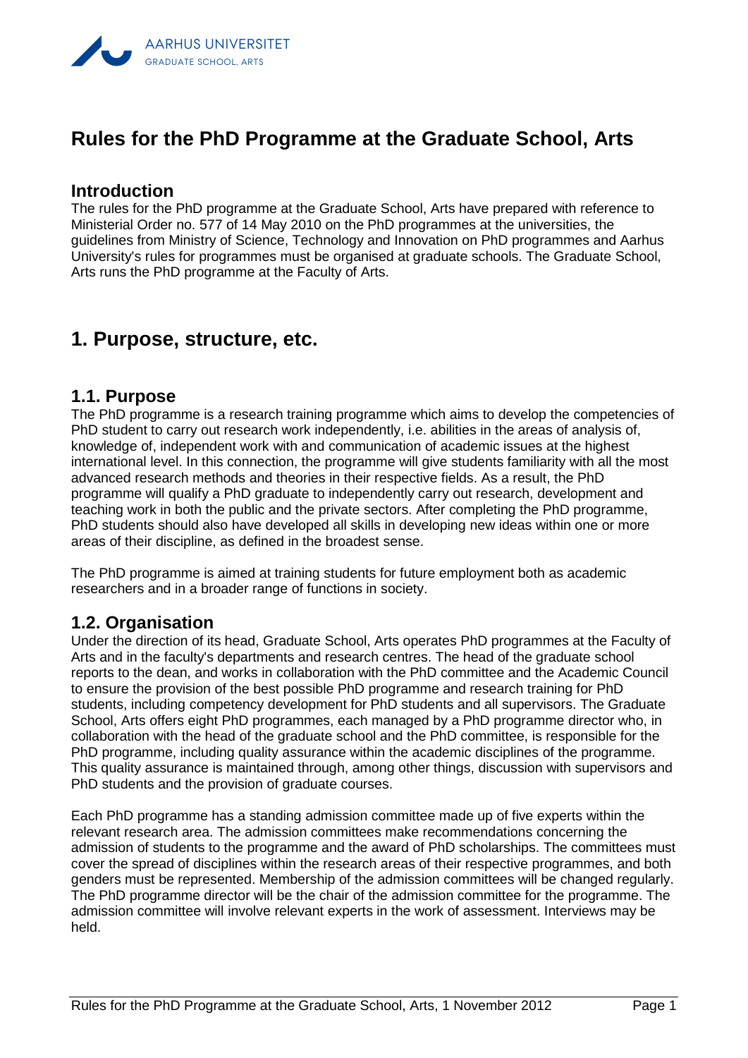# Rules for the PhD Programme at the Graduate School, Arts

## Introduction

The rules for the PhD programme at the Graduate School, Arts have prepared with reference to Ministerial Order no. 577 of 14 May 2010 on the PhD programmes at the universities, the guidelines from Ministry of Science, Technology and Innovation on PhD programmes and Aarhus University's rules for programmes must be organised at graduate schools. The Graduate School, Arts runs the PhD programme at the Faculty of Arts.

# 1. Purpose, structure, etc.

## 1.1. Purpose

The PhD programme is a research training programme which aims to develop the competencies of PhD student to carry out research work independently, i.e. abilities in the areas of analysis of, knowledge of, independent work with and communication of academic issues at the highest international level. In this connection, the programme will give students familiarity with all the most advanced research methods and theories in their respective fields. As a result, the PhD programme will qualify a PhD graduate to independently carry out research, development and teaching work in both the public and the private sectors. After completing the PhD programme, PhD students should also have developed all skills in developing new ideas within one or more areas of their discipline, as defined in the broadest sense.

The PhD programme is aimed at training students for future employment both as academic researchers and in a broader range of functions in society.

## 1.2. Organisation

Under the direction of its head, Graduate School, Arts operates PhD programmes at the Faculty of Arts and in the faculty's departments and research centres. The head of the graduate school reports to the dean, and works in collaboration with the PhD committee and the Academic Council to ensure the provision of the best possible PhD programme and research training for PhD students, including competency development for PhD students and all supervisors. The Graduate School, Arts offers eight PhD programmes, each managed by a PhD programme director who, in collaboration with the head of the graduate school and the PhD committee, is responsible for the PhD programme, including quality assurance within the academic disciplines of the programme. This quality assurance is maintained through, among other things, discussion with supervisors and PhD students and the provision of graduate courses.

Each PhD programme has a standing admission committee made up of five experts within the relevant research area. The admission committees make recommendations concerning the admission of students to the programme and the award of PhD scholarships. The committees must cover the spread of disciplines within the research areas of their respective programmes, and both genders must be represented. Membership of the admission committees will be changed regularly. The PhD programme director will be the chair of the admission committee for the programme. The admission committee will involve relevant experts in the work of assessment. Interviews may be held.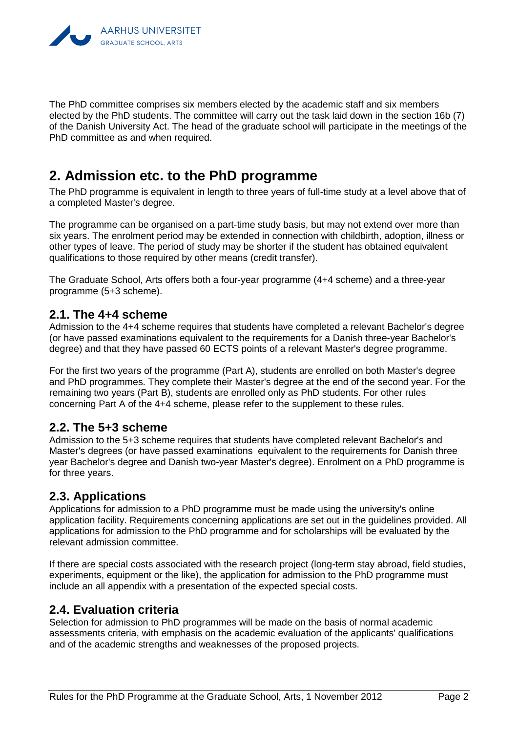The PhD committee comprises six members elected by the academic staff and six members elected by the PhD students. The committee will carry out the task laid down in the section 16b (7) of the Danish University Act. The head of the graduate school will participate in the meetings of the PhD committee as and when required.

# 2. Admission etc. to the PhD programme

The PhD programme is equivalent in length to three years of full-time study at a level above that of a completed Master's degree.

The programme can be organised on a part-time study basis, but may not extend over more than six years. The enrolment period may be extended in connection with childbirth, adoption, illness or other types of leave. The period of study may be shorter if the student has obtained equivalent qualifications to those required by other means (credit transfer).

The Graduate School, Arts offers both a four-year programme (4+4 scheme) and a three-year programme (5+3 scheme).

## 2.1. The 4+4 scheme

Admission to the 4+4 scheme requires that students have completed a relevant Bachelor's degree (or have passed examinations equivalent to the requirements for a Danish three-year Bachelor's degree) and that they have passed 60 ECTS points of a relevant Master's degree programme.

For the first two years of the programme (Part A), students are enrolled on both Master's degree and PhD programmes. They complete their Master's degree at the end of the second year. For the remaining two years (Part B), students are enrolled only as PhD students. For other rules concerning Part A of the 4+4 scheme, please refer to the supplement to these rules.

## 2.2. The 5+3 scheme

Admission to the 5+3 scheme requires that students have completed relevant Bachelor's and Master's degrees (or have passed examinations equivalent to the requirements for Danish three year Bachelor's degree and Danish two-year Master's degree). Enrolment on a PhD programme is for three years.

## 2.3. Applications

Applications for admission to a PhD programme must be made using the university's online application facility. Requirements concerning applications are set out in the guidelines provided. All applications for admission to the PhD programme and for scholarships will be evaluated by the relevant admission committee.

If there are special costs associated with the research project (long-term stay abroad, field studies, experiments, equipment or the like), the application for admission to the PhD programme must include an all appendix with a presentation of the expected special costs.

## 2.4. Evaluation criteria

Selection for admission to PhD programmes will be made on the basis of normal academic assessments criteria, with emphasis on the academic evaluation of the applicants' qualifications and of the academic strengths and weaknesses of the proposed projects.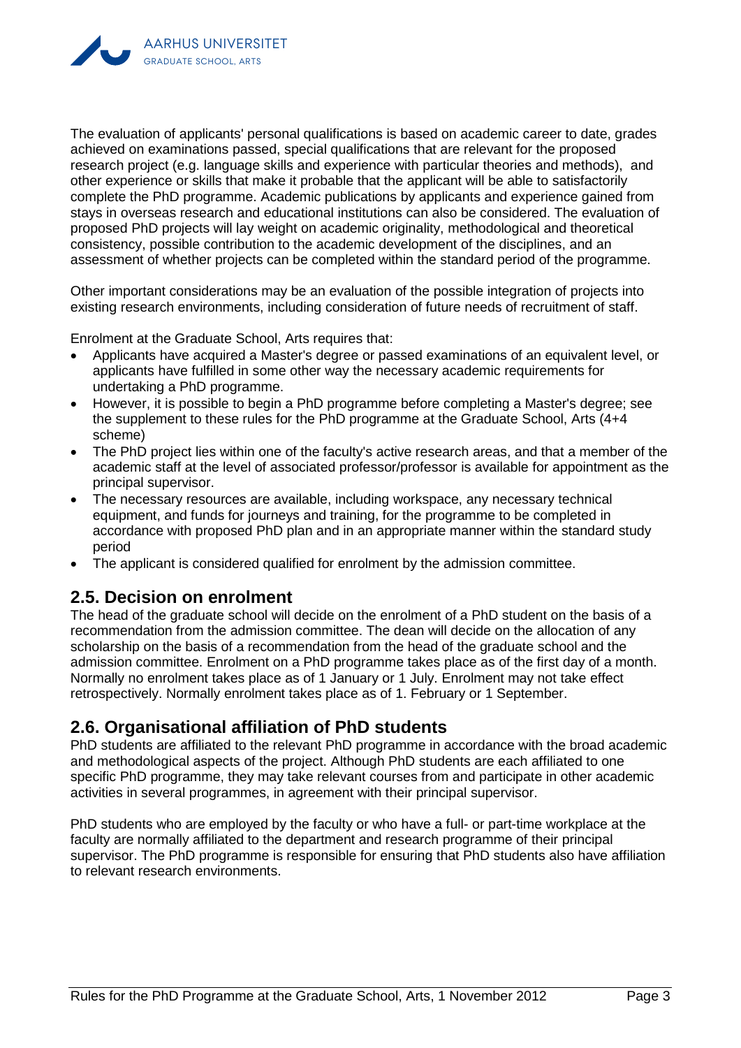The evaluation of applicants' personal qualifications is based on academic career to date, grades achieved on examinations passed, special qualifications that are relevant for the proposed research project (e.g. language skills and experience with particular theories and methods), and other experience or skills that make it probable that the applicant will be able to satisfactorily complete the PhD programme. Academic publications by applicants and experience gained from stays in overseas research and educational institutions can also be considered. The evaluation of proposed PhD projects will lay weight on academic originality, methodological and theoretical consistency, possible contribution to the academic development of the disciplines, and an assessment of whether projects can be completed within the standard period of the programme.

Other important considerations may be an evaluation of the possible integration of projects into existing research environments, including consideration of future needs of recruitment of staff.

Enrolment at the Graduate School, Arts requires that:

- Applicants have acquired a Master's degree or passed examinations of an equivalent level, or applicants have fulfilled in some other way the necessary academic requirements for undertaking a PhD programme.
- However, it is possible to begin a PhD programme before completing a Master's degree; see the supplement to these rules for the PhD programme at the Graduate School, Arts (4+4 scheme)
- The PhD project lies within one of the faculty's active research areas, and that a member of the academic staff at the level of associated professor/professor is available for appointment as the principal supervisor.
- The necessary resources are available, including workspace, any necessary technical equipment, and funds for journeys and training, for the programme to be completed in accordance with proposed PhD plan and in an appropriate manner within the standard study period
- The applicant is considered qualified for enrolment by the admission committee.

## 2.5. Decision on enrolment

The head of the graduate school will decide on the enrolment of a PhD student on the basis of a recommendation from the admission committee. The dean will decide on the allocation of any scholarship on the basis of a recommendation from the head of the graduate school and the admission committee. Enrolment on a PhD programme takes place as of the first day of a month. Normally no enrolment takes place as of 1 January or 1 July. Enrolment may not take effect retrospectively. Normally enrolment takes place as of 1. February or 1 September.

## 2.6. Organisational affiliation of PhD students

PhD students are affiliated to the relevant PhD programme in accordance with the broad academic and methodological aspects of the project. Although PhD students are each affiliated to one specific PhD programme, they may take relevant courses from and participate in other academic activities in several programmes, in agreement with their principal supervisor.

PhD students who are employed by the faculty or who have a full- or part-time workplace at the faculty are normally affiliated to the department and research programme of their principal supervisor. The PhD programme is responsible for ensuring that PhD students also have affiliation to relevant research environments.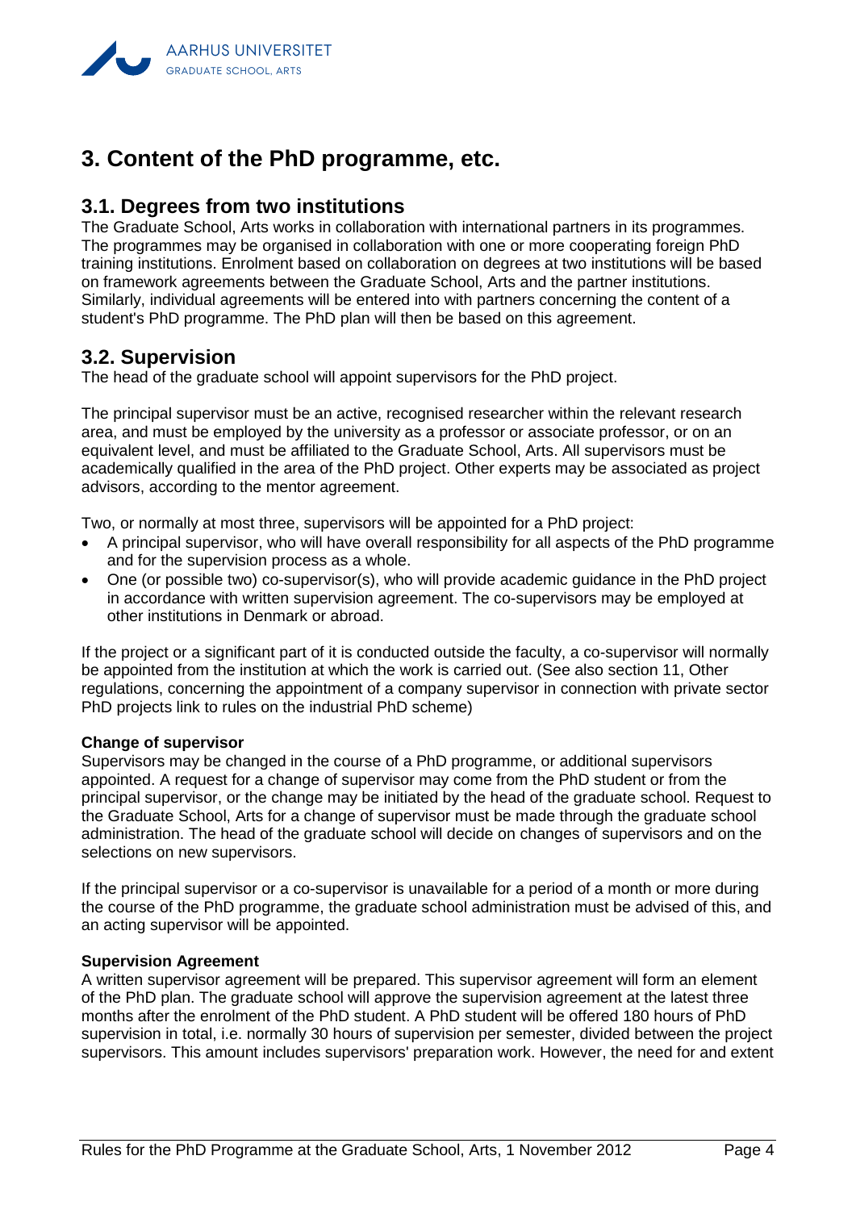# 3. Content of the PhD programme, etc.

## 3.1. Degrees from two institutions

The Graduate School, Arts works in collaboration with international partners in its programmes. The programmes may be organised in collaboration with one or more cooperating foreign PhD training institutions. Enrolment based on collaboration on degrees at two institutions will be based on framework agreements between the Graduate School, Arts and the partner institutions. Similarly, individual agreements will be entered into with partners concerning the content of a student's PhD programme. The PhD plan will then be based on this agreement.

## 3.2. Supervision

The head of the graduate school will appoint supervisors for the PhD project.

The principal supervisor must be an active, recognised researcher within the relevant research area, and must be employed by the university as a professor or associate professor, or on an equivalent level, and must be affiliated to the Graduate School, Arts. All supervisors must be academically qualified in the area of the PhD project. Other experts may be associated as project advisors, according to the mentor agreement.

Two, or normally at most three, supervisors will be appointed for a PhD project:

- A principal supervisor, who will have overall responsibility for all aspects of the PhD programme and for the supervision process as a whole.
- One (or possible two) co-supervisor(s), who will provide academic guidance in the PhD project in accordance with written supervision agreement. The co-supervisors may be employed at other institutions in Denmark or abroad.

If the project or a significant part of it is conducted outside the faculty, a co-supervisor will normally be appointed from the institution at which the work is carried out. (See also section 11, Other regulations, concerning the appointment of a company supervisor in connection with private sector PhD projects link to rules on the industrial PhD scheme)

**Change of supervisor**

Supervisors may be changed in the course of a PhD programme, or additional supervisors appointed. A request for a change of supervisor may come from the PhD student or from the principal supervisor, or the change may be initiated by the head of the graduate school. Request to the Graduate School, Arts for a change of supervisor must be made through the graduate school administration. The head of the graduate school will decide on changes of supervisors and on the selections on new supervisors.

If the principal supervisor or a co-supervisor is unavailable for a period of a month or more during the course of the PhD programme, the graduate school administration must be advised of this, and an acting supervisor will be appointed.

**Supervision Agreement**

A written supervisor agreement will be prepared. This supervisor agreement will form an element of the PhD plan. The graduate school will approve the supervision agreement at the latest three months after the enrolment of the PhD student. A PhD student will be offered 180 hours of PhD supervision in total, i.e. normally 30 hours of supervision per semester, divided between the project supervisors. This amount includes supervisors' preparation work. However, the need for and extent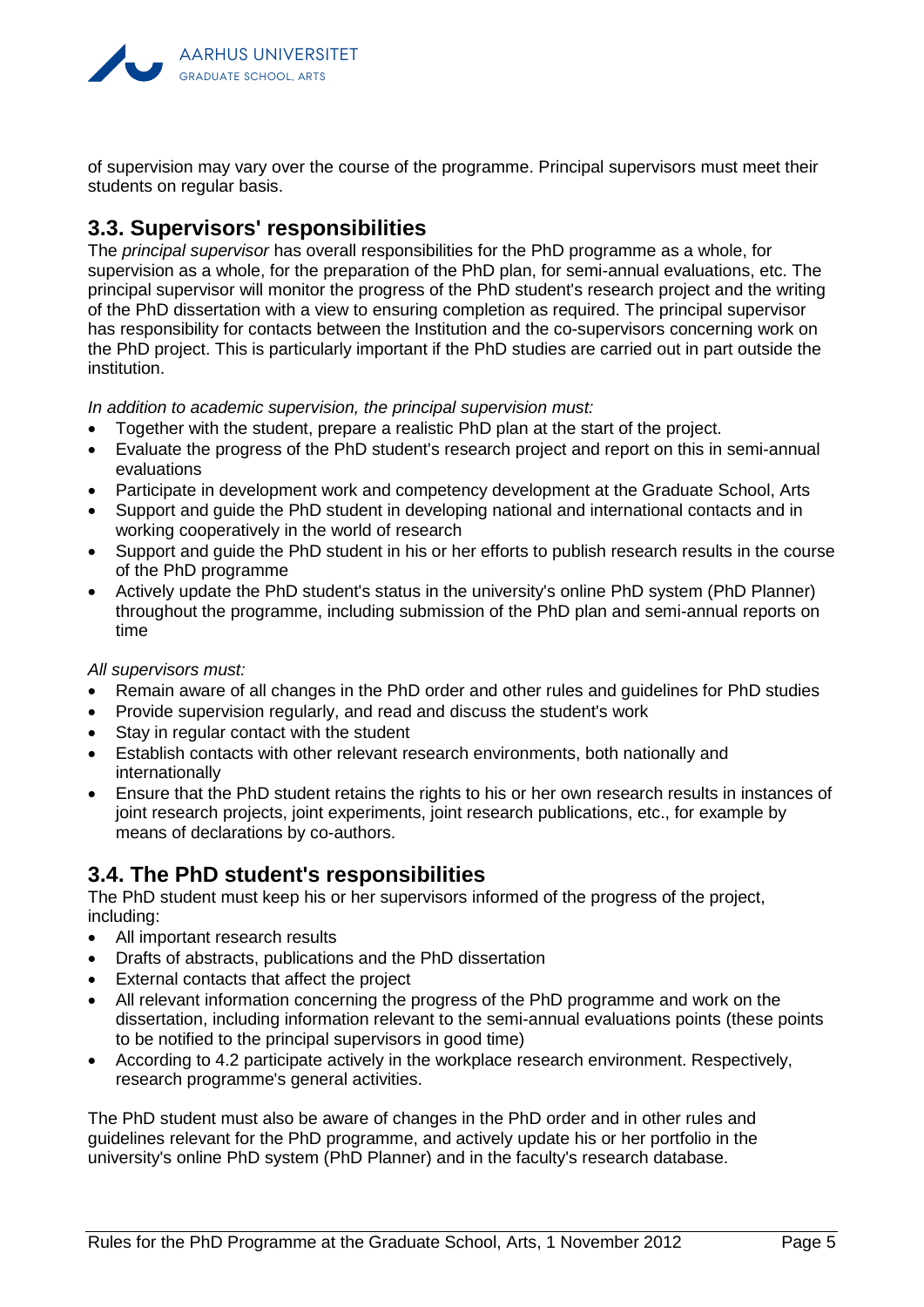of supervision may vary over the course of the programme. Principal supervisors must meet their students on regular basis.

## 3.3. Supervisors' responsibilities

The *principal supervisor* has overall responsibilities for the PhD programme as a whole, for supervision as a whole, for the preparation of the PhD plan, for semi-annual evaluations, etc. The principal supervisor will monitor the progress of the PhD student's research project and the writing of the PhD dissertation with a view to ensuring completion as required. The principal supervisor has responsibility for contacts between the Institution and the co-supervisors concerning work on the PhD project. This is particularly important if the PhD studies are carried out in part outside the institution.

*In addition to academic supervision, the principal supervision must:*

- Together with the student, prepare a realistic PhD plan at the start of the project.
- Evaluate the progress of the PhD student's research project and report on this in semi-annual evaluations
- Participate in development work and competency development at the Graduate School, Arts
- Support and guide the PhD student in developing national and international contacts and in working cooperatively in the world of research
- Support and guide the PhD student in his or her efforts to publish research results in the course of the PhD programme
- Actively update the PhD student's status in the university's online PhD system (PhD Planner) throughout the programme, including submission of the PhD plan and semi-annual reports on time

*All supervisors must:*

- Remain aware of all changes in the PhD order and other rules and guidelines for PhD studies
- Provide supervision regularly, and read and discuss the student's work
- Stay in regular contact with the student
- Establish contacts with other relevant research environments, both nationally and internationally
- Ensure that the PhD student retains the rights to his or her own research results in instances of joint research projects, joint experiments, joint research publications, etc., for example by means of declarations by co-authors.

## 3.4. The PhD student's responsibilities

The PhD student must keep his or her supervisors informed of the progress of the project, including:

- All important research results
- Drafts of abstracts, publications and the PhD dissertation
- External contacts that affect the project
- All relevant information concerning the progress of the PhD programme and work on the dissertation, including information relevant to the semi-annual evaluations points (these points to be notified to the principal supervisors in good time)
- According to 4.2 participate actively in the workplace research environment. Respectively, research programme's general activities.

The PhD student must also be aware of changes in the PhD order and in other rules and guidelines relevant for the PhD programme, and actively update his or her portfolio in the university's online PhD system (PhD Planner) and in the faculty's research database.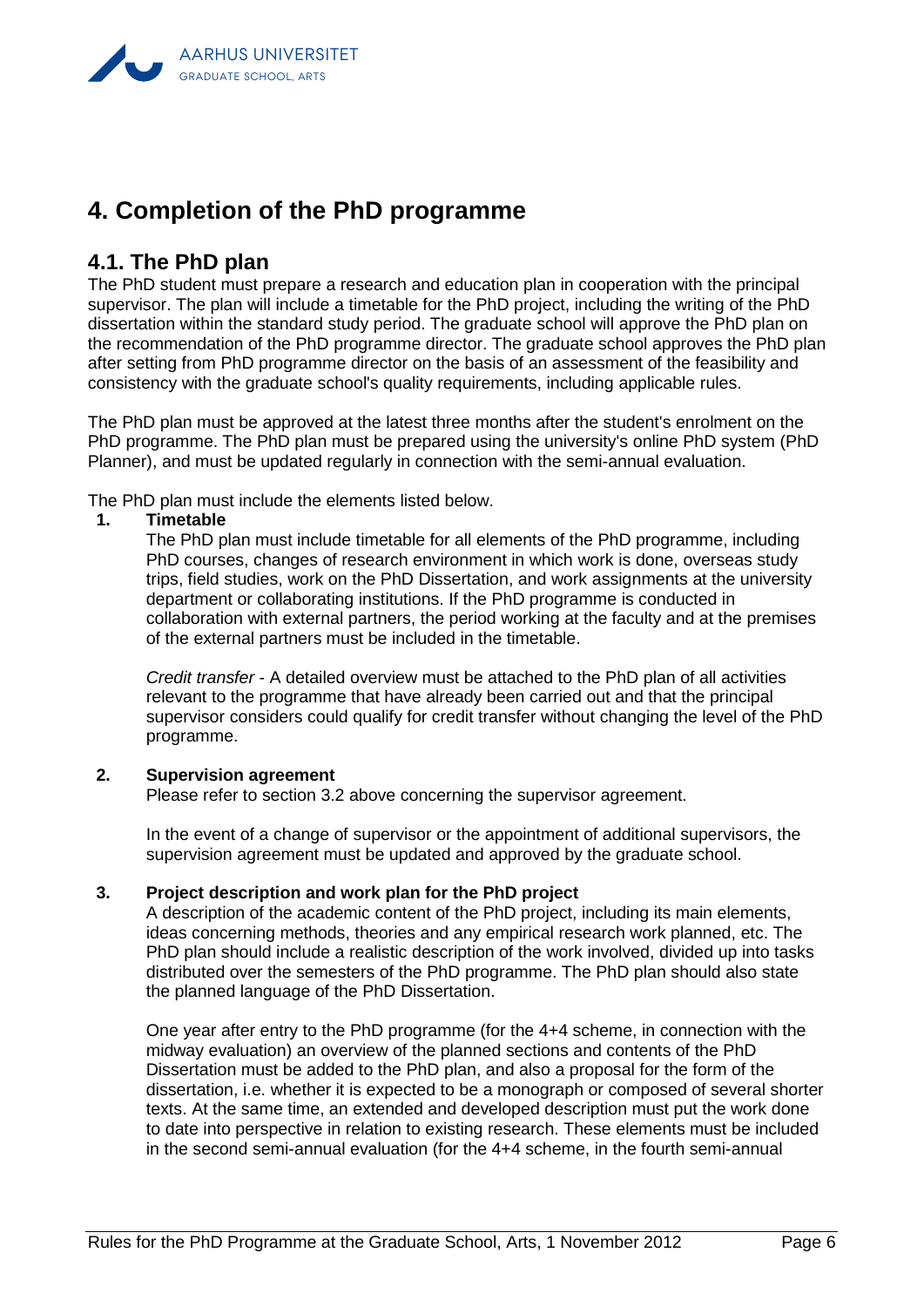# 4. Completion of the PhD programme

## 4.1. The PhD plan

The PhD student must prepare a research and education plan in cooperation with the principal supervisor. The plan will include a timetable for the PhD project, including the writing of the PhD dissertation within the standard study period. The graduate school will approve the PhD plan on the recommendation of the PhD programme director. The graduate school approves the PhD plan after setting from PhD programme director on the basis of an assessment of the feasibility and consistency with the graduate school's quality requirements, including applicable rules.

The PhD plan must be approved at the latest three months after the student's enrolment on the PhD programme. The PhD plan must be prepared using the university's online PhD system (PhD Planner), and must be updated regularly in connection with the semi-annual evaluation.

The PhD plan must include the elements listed below.

1. **Timetable**

   The PhD plan must include timetable for all elements of the PhD programme, including PhD courses, changes of research environment in which work is done, overseas study trips, field studies, work on the PhD Dissertation, and work assignments at the university department or collaborating institutions. If the PhD programme is conducted in collaboration with external partners, the period working at the faculty and at the premises of the external partners must be included in the timetable.

   *Credit transfer* - A detailed overview must be attached to the PhD plan of all activities relevant to the programme that have already been carried out and that the principal supervisor considers could qualify for credit transfer without changing the level of the PhD programme.

2. **Supervision agreement**

   Please refer to section 3.2 above concerning the supervisor agreement.

   In the event of a change of supervisor or the appointment of additional supervisors, the supervision agreement must be updated and approved by the graduate school.

3. **Project description and work plan for the PhD project**

   A description of the academic content of the PhD project, including its main elements, ideas concerning methods, theories and any empirical research work planned, etc. The PhD plan should include a realistic description of the work involved, divided up into tasks distributed over the semesters of the PhD programme. The PhD plan should also state the planned language of the PhD Dissertation.

   One year after entry to the PhD programme (for the 4+4 scheme, in connection with the midway evaluation) an overview of the planned sections and contents of the PhD Dissertation must be added to the PhD plan, and also a proposal for the form of the dissertation, i.e. whether it is expected to be a monograph or composed of several shorter texts. At the same time, an extended and developed description must put the work done to date into perspective in relation to existing research. These elements must be included in the second semi-annual evaluation (for the 4+4 scheme, in the fourth semi-annual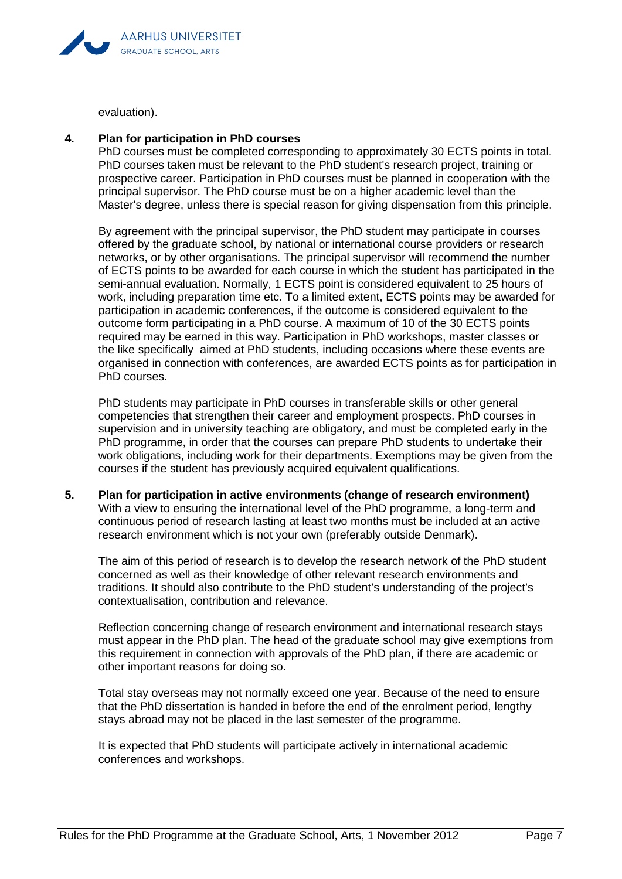evaluation).

**4. Plan for participation in PhD courses**

PhD courses must be completed corresponding to approximately 30 ECTS points in total. PhD courses taken must be relevant to the PhD student's research project, training or prospective career. Participation in PhD courses must be planned in cooperation with the principal supervisor. The PhD course must be on a higher academic level than the Master's degree, unless there is special reason for giving dispensation from this principle.

By agreement with the principal supervisor, the PhD student may participate in courses offered by the graduate school, by national or international course providers or research networks, or by other organisations. The principal supervisor will recommend the number of ECTS points to be awarded for each course in which the student has participated in the semi-annual evaluation. Normally, 1 ECTS point is considered equivalent to 25 hours of work, including preparation time etc. To a limited extent, ECTS points may be awarded for participation in academic conferences, if the outcome is considered equivalent to the outcome form participating in a PhD course. A maximum of 10 of the 30 ECTS points required may be earned in this way. Participation in PhD workshops, master classes or the like specifically aimed at PhD students, including occasions where these events are organised in connection with conferences, are awarded ECTS points as for participation in PhD courses.

PhD students may participate in PhD courses in transferable skills or other general competencies that strengthen their career and employment prospects. PhD courses in supervision and in university teaching are obligatory, and must be completed early in the PhD programme, in order that the courses can prepare PhD students to undertake their work obligations, including work for their departments. Exemptions may be given from the courses if the student has previously acquired equivalent qualifications.

**5. Plan for participation in active environments (change of research environment)**

With a view to ensuring the international level of the PhD programme, a long-term and continuous period of research lasting at least two months must be included at an active research environment which is not your own (preferably outside Denmark).

The aim of this period of research is to develop the research network of the PhD student concerned as well as their knowledge of other relevant research environments and traditions. It should also contribute to the PhD student's understanding of the project's contextualisation, contribution and relevance.

Reflection concerning change of research environment and international research stays must appear in the PhD plan. The head of the graduate school may give exemptions from this requirement in connection with approvals of the PhD plan, if there are academic or other important reasons for doing so.

Total stay overseas may not normally exceed one year. Because of the need to ensure that the PhD dissertation is handed in before the end of the enrolment period, lengthy stays abroad may not be placed in the last semester of the programme.

It is expected that PhD students will participate actively in international academic conferences and workshops.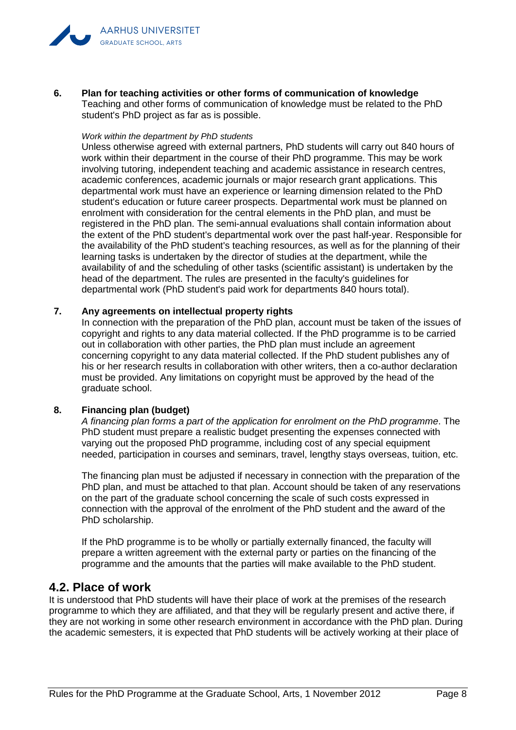**6. Plan for teaching activities or other forms of communication of knowledge**

Teaching and other forms of communication of knowledge must be related to the PhD student's PhD project as far as is possible.

*Work within the department by PhD students*

Unless otherwise agreed with external partners, PhD students will carry out 840 hours of work within their department in the course of their PhD programme. This may be work involving tutoring, independent teaching and academic assistance in research centres, academic conferences, academic journals or major research grant applications. This departmental work must have an experience or learning dimension related to the PhD student's education or future career prospects. Departmental work must be planned on enrolment with consideration for the central elements in the PhD plan, and must be registered in the PhD plan. The semi-annual evaluations shall contain information about the extent of the PhD student's departmental work over the past half-year. Responsible for the availability of the PhD student's teaching resources, as well as for the planning of their learning tasks is undertaken by the director of studies at the department, while the availability of and the scheduling of other tasks (scientific assistant) is undertaken by the head of the department. The rules are presented in the faculty's guidelines for departmental work (PhD student's paid work for departments 840 hours total).

**7. Any agreements on intellectual property rights**

In connection with the preparation of the PhD plan, account must be taken of the issues of copyright and rights to any data material collected. If the PhD programme is to be carried out in collaboration with other parties, the PhD plan must include an agreement concerning copyright to any data material collected. If the PhD student publishes any of his or her research results in collaboration with other writers, then a co-author declaration must be provided. Any limitations on copyright must be approved by the head of the graduate school.

**8. Financing plan (budget)**

*A financing plan forms a part of the application for enrolment on the PhD programme*. The PhD student must prepare a realistic budget presenting the expenses connected with varying out the proposed PhD programme, including cost of any special equipment needed, participation in courses and seminars, travel, lengthy stays overseas, tuition, etc.

The financing plan must be adjusted if necessary in connection with the preparation of the PhD plan, and must be attached to that plan. Account should be taken of any reservations on the part of the graduate school concerning the scale of such costs expressed in connection with the approval of the enrolment of the PhD student and the award of the PhD scholarship.

If the PhD programme is to be wholly or partially externally financed, the faculty will prepare a written agreement with the external party or parties on the financing of the programme and the amounts that the parties will make available to the PhD student.

## 4.2. Place of work

It is understood that PhD students will have their place of work at the premises of the research programme to which they are affiliated, and that they will be regularly present and active there, if they are not working in some other research environment in accordance with the PhD plan. During the academic semesters, it is expected that PhD students will be actively working at their place of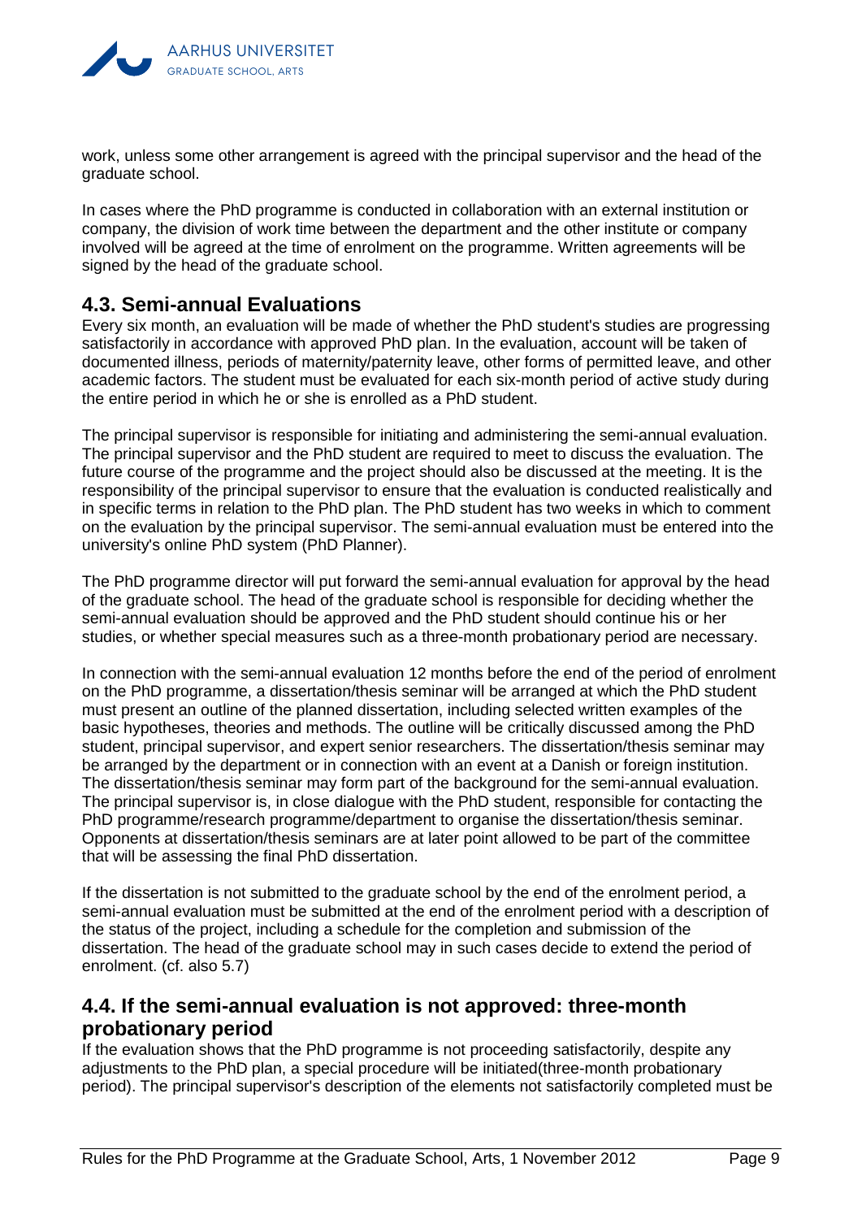work, unless some other arrangement is agreed with the principal supervisor and the head of the graduate school.

In cases where the PhD programme is conducted in collaboration with an external institution or company, the division of work time between the department and the other institute or company involved will be agreed at the time of enrolment on the programme. Written agreements will be signed by the head of the graduate school.

## 4.3. Semi-annual Evaluations

Every six month, an evaluation will be made of whether the PhD student's studies are progressing satisfactorily in accordance with approved PhD plan. In the evaluation, account will be taken of documented illness, periods of maternity/paternity leave, other forms of permitted leave, and other academic factors. The student must be evaluated for each six-month period of active study during the entire period in which he or she is enrolled as a PhD student.

The principal supervisor is responsible for initiating and administering the semi-annual evaluation. The principal supervisor and the PhD student are required to meet to discuss the evaluation. The future course of the programme and the project should also be discussed at the meeting. It is the responsibility of the principal supervisor to ensure that the evaluation is conducted realistically and in specific terms in relation to the PhD plan. The PhD student has two weeks in which to comment on the evaluation by the principal supervisor. The semi-annual evaluation must be entered into the university's online PhD system (PhD Planner).

The PhD programme director will put forward the semi-annual evaluation for approval by the head of the graduate school. The head of the graduate school is responsible for deciding whether the semi-annual evaluation should be approved and the PhD student should continue his or her studies, or whether special measures such as a three-month probationary period are necessary.

In connection with the semi-annual evaluation 12 months before the end of the period of enrolment on the PhD programme, a dissertation/thesis seminar will be arranged at which the PhD student must present an outline of the planned dissertation, including selected written examples of the basic hypotheses, theories and methods. The outline will be critically discussed among the PhD student, principal supervisor, and expert senior researchers. The dissertation/thesis seminar may be arranged by the department or in connection with an event at a Danish or foreign institution. The dissertation/thesis seminar may form part of the background for the semi-annual evaluation. The principal supervisor is, in close dialogue with the PhD student, responsible for contacting the PhD programme/research programme/department to organise the dissertation/thesis seminar. Opponents at dissertation/thesis seminars are at later point allowed to be part of the committee that will be assessing the final PhD dissertation.

If the dissertation is not submitted to the graduate school by the end of the enrolment period, a semi-annual evaluation must be submitted at the end of the enrolment period with a description of the status of the project, including a schedule for the completion and submission of the dissertation. The head of the graduate school may in such cases decide to extend the period of enrolment. (cf. also 5.7)

## 4.4. If the semi-annual evaluation is not approved: three-month probationary period

If the evaluation shows that the PhD programme is not proceeding satisfactorily, despite any adjustments to the PhD plan, a special procedure will be initiated(three-month probationary period). The principal supervisor's description of the elements not satisfactorily completed must be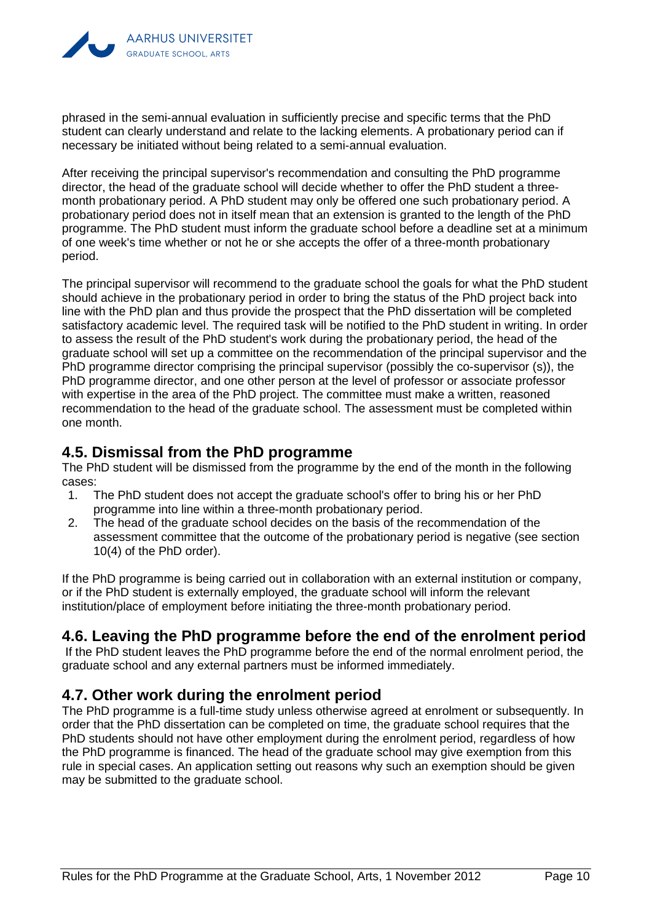phrased in the semi-annual evaluation in sufficiently precise and specific terms that the PhD student can clearly understand and relate to the lacking elements. A probationary period can if necessary be initiated without being related to a semi-annual evaluation.

After receiving the principal supervisor's recommendation and consulting the PhD programme director, the head of the graduate school will decide whether to offer the PhD student a three-month probationary period. A PhD student may only be offered one such probationary period. A probationary period does not in itself mean that an extension is granted to the length of the PhD programme. The PhD student must inform the graduate school before a deadline set at a minimum of one week's time whether or not he or she accepts the offer of a three-month probationary period.

The principal supervisor will recommend to the graduate school the goals for what the PhD student should achieve in the probationary period in order to bring the status of the PhD project back into line with the PhD plan and thus provide the prospect that the PhD dissertation will be completed satisfactory academic level. The required task will be notified to the PhD student in writing. In order to assess the result of the PhD student's work during the probationary period, the head of the graduate school will set up a committee on the recommendation of the principal supervisor and the PhD programme director comprising the principal supervisor (possibly the co-supervisor (s)), the PhD programme director, and one other person at the level of professor or associate professor with expertise in the area of the PhD project. The committee must make a written, reasoned recommendation to the head of the graduate school. The assessment must be completed within one month.

## 4.5. Dismissal from the PhD programme

The PhD student will be dismissed from the programme by the end of the month in the following cases:

1. The PhD student does not accept the graduate school's offer to bring his or her PhD programme into line within a three-month probationary period.
2. The head of the graduate school decides on the basis of the recommendation of the assessment committee that the outcome of the probationary period is negative (see section 10(4) of the PhD order).

If the PhD programme is being carried out in collaboration with an external institution or company, or if the PhD student is externally employed, the graduate school will inform the relevant institution/place of employment before initiating the three-month probationary period.

## 4.6. Leaving the PhD programme before the end of the enrolment period

If the PhD student leaves the PhD programme before the end of the normal enrolment period, the graduate school and any external partners must be informed immediately.

## 4.7. Other work during the enrolment period

The PhD programme is a full-time study unless otherwise agreed at enrolment or subsequently. In order that the PhD dissertation can be completed on time, the graduate school requires that the PhD students should not have other employment during the enrolment period, regardless of how the PhD programme is financed. The head of the graduate school may give exemption from this rule in special cases. An application setting out reasons why such an exemption should be given may be submitted to the graduate school.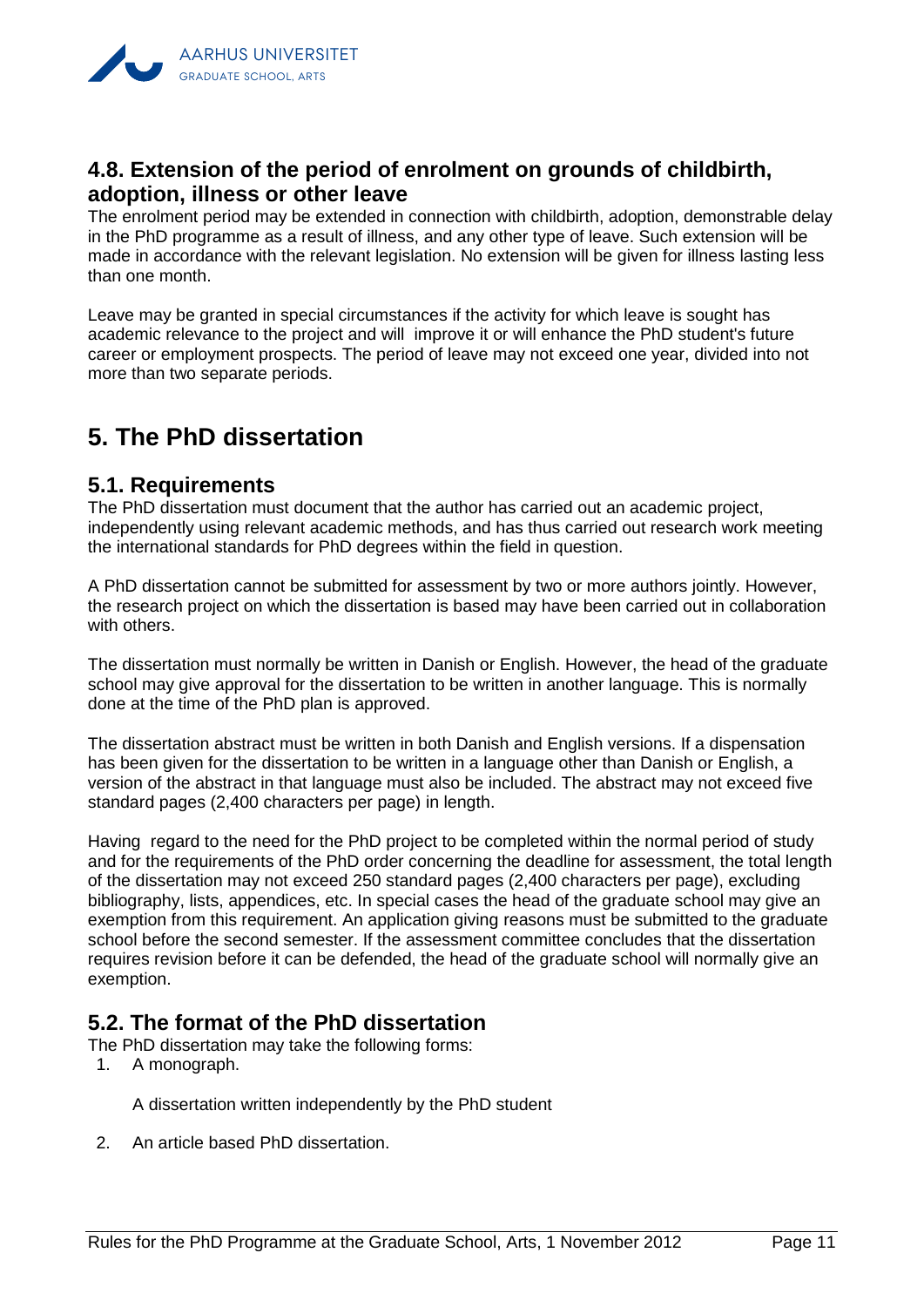### 4.8. Extension of the period of enrolment on grounds of childbirth, adoption, illness or other leave

The enrolment period may be extended in connection with childbirth, adoption, demonstrable delay in the PhD programme as a result of illness, and any other type of leave. Such extension will be made in accordance with the relevant legislation. No extension will be given for illness lasting less than one month.

Leave may be granted in special circumstances if the activity for which leave is sought has academic relevance to the project and will improve it or will enhance the PhD student's future career or employment prospects. The period of leave may not exceed one year, divided into not more than two separate periods.

# 5. The PhD dissertation

## 5.1. Requirements

The PhD dissertation must document that the author has carried out an academic project, independently using relevant academic methods, and has thus carried out research work meeting the international standards for PhD degrees within the field in question.

A PhD dissertation cannot be submitted for assessment by two or more authors jointly. However, the research project on which the dissertation is based may have been carried out in collaboration with others.

The dissertation must normally be written in Danish or English. However, the head of the graduate school may give approval for the dissertation to be written in another language. This is normally done at the time of the PhD plan is approved.

The dissertation abstract must be written in both Danish and English versions. If a dispensation has been given for the dissertation to be written in a language other than Danish or English, a version of the abstract in that language must also be included. The abstract may not exceed five standard pages (2,400 characters per page) in length.

Having regard to the need for the PhD project to be completed within the normal period of study and for the requirements of the PhD order concerning the deadline for assessment, the total length of the dissertation may not exceed 250 standard pages (2,400 characters per page), excluding bibliography, lists, appendices, etc. In special cases the head of the graduate school may give an exemption from this requirement. An application giving reasons must be submitted to the graduate school before the second semester. If the assessment committee concludes that the dissertation requires revision before it can be defended, the head of the graduate school will normally give an exemption.

## 5.2. The format of the PhD dissertation

The PhD dissertation may take the following forms:

1. A monograph.

   A dissertation written independently by the PhD student

2. An article based PhD dissertation.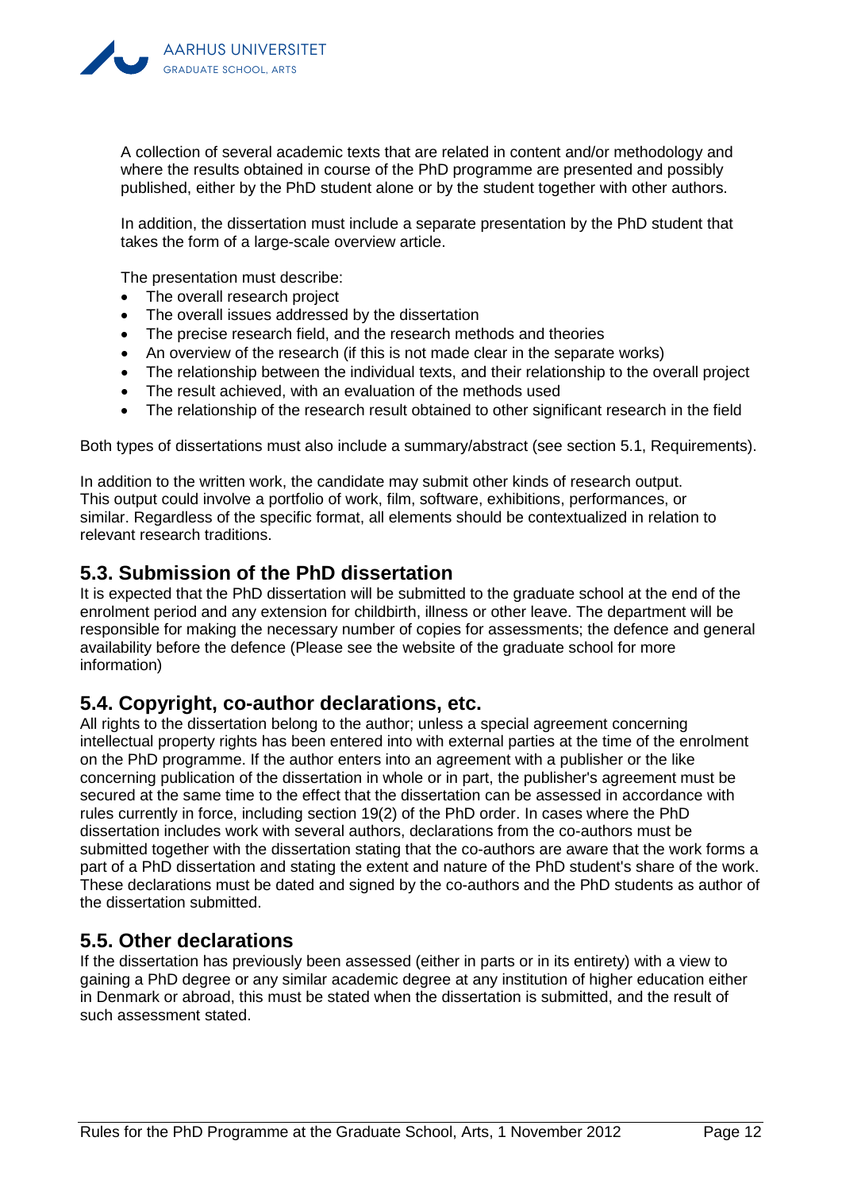A collection of several academic texts that are related in content and/or methodology and where the results obtained in course of the PhD programme are presented and possibly published, either by the PhD student alone or by the student together with other authors.

In addition, the dissertation must include a separate presentation by the PhD student that takes the form of a large-scale overview article.

The presentation must describe:

- The overall research project
- The overall issues addressed by the dissertation
- The precise research field, and the research methods and theories
- An overview of the research (if this is not made clear in the separate works)
- The relationship between the individual texts, and their relationship to the overall project
- The result achieved, with an evaluation of the methods used
- The relationship of the research result obtained to other significant research in the field

Both types of dissertations must also include a summary/abstract (see section 5.1, Requirements).

In addition to the written work, the candidate may submit other kinds of research output. This output could involve a portfolio of work, film, software, exhibitions, performances, or similar. Regardless of the specific format, all elements should be contextualized in relation to relevant research traditions.

## 5.3. Submission of the PhD dissertation

It is expected that the PhD dissertation will be submitted to the graduate school at the end of the enrolment period and any extension for childbirth, illness or other leave. The department will be responsible for making the necessary number of copies for assessments; the defence and general availability before the defence (Please see the website of the graduate school for more information)

## 5.4. Copyright, co-author declarations, etc.

All rights to the dissertation belong to the author; unless a special agreement concerning intellectual property rights has been entered into with external parties at the time of the enrolment on the PhD programme. If the author enters into an agreement with a publisher or the like concerning publication of the dissertation in whole or in part, the publisher's agreement must be secured at the same time to the effect that the dissertation can be assessed in accordance with rules currently in force, including section 19(2) of the PhD order. In cases where the PhD dissertation includes work with several authors, declarations from the co-authors must be submitted together with the dissertation stating that the co-authors are aware that the work forms a part of a PhD dissertation and stating the extent and nature of the PhD student's share of the work. These declarations must be dated and signed by the co-authors and the PhD students as author of the dissertation submitted.

## 5.5. Other declarations

If the dissertation has previously been assessed (either in parts or in its entirety) with a view to gaining a PhD degree or any similar academic degree at any institution of higher education either in Denmark or abroad, this must be stated when the dissertation is submitted, and the result of such assessment stated.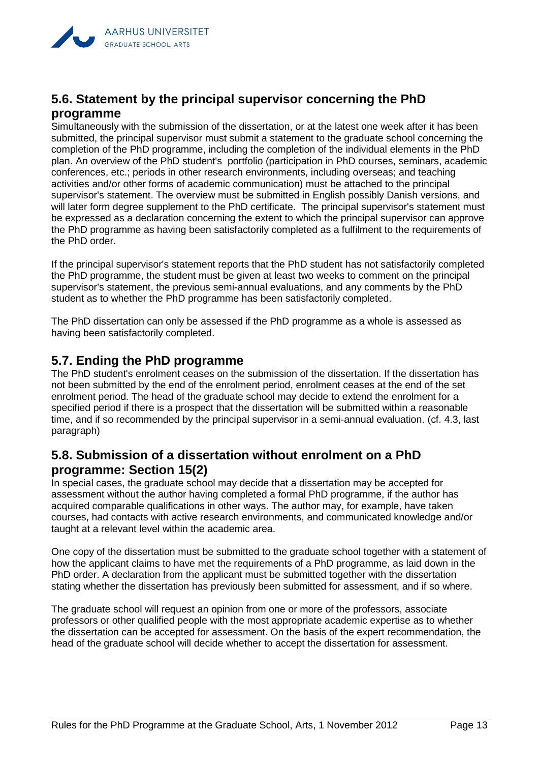## 5.6. Statement by the principal supervisor concerning the PhD programme

Simultaneously with the submission of the dissertation, or at the latest one week after it has been submitted, the principal supervisor must submit a statement to the graduate school concerning the completion of the PhD programme, including the completion of the individual elements in the PhD plan. An overview of the PhD student's portfolio (participation in PhD courses, seminars, academic conferences, etc.; periods in other research environments, including overseas; and teaching activities and/or other forms of academic communication) must be attached to the principal supervisor's statement. The overview must be submitted in English possibly Danish versions, and will later form degree supplement to the PhD certificate. The principal supervisor's statement must be expressed as a declaration concerning the extent to which the principal supervisor can approve the PhD programme as having been satisfactorily completed as a fulfilment to the requirements of the PhD order.

If the principal supervisor's statement reports that the PhD student has not satisfactorily completed the PhD programme, the student must be given at least two weeks to comment on the principal supervisor's statement, the previous semi-annual evaluations, and any comments by the PhD student as to whether the PhD programme has been satisfactorily completed.

The PhD dissertation can only be assessed if the PhD programme as a whole is assessed as having been satisfactorily completed.

## 5.7. Ending the PhD programme

The PhD student's enrolment ceases on the submission of the dissertation. If the dissertation has not been submitted by the end of the enrolment period, enrolment ceases at the end of the set enrolment period. The head of the graduate school may decide to extend the enrolment for a specified period if there is a prospect that the dissertation will be submitted within a reasonable time, and if so recommended by the principal supervisor in a semi-annual evaluation. (cf. 4.3, last paragraph)

## 5.8. Submission of a dissertation without enrolment on a PhD programme: Section 15(2)

In special cases, the graduate school may decide that a dissertation may be accepted for assessment without the author having completed a formal PhD programme, if the author has acquired comparable qualifications in other ways. The author may, for example, have taken courses, had contacts with active research environments, and communicated knowledge and/or taught at a relevant level within the academic area.

One copy of the dissertation must be submitted to the graduate school together with a statement of how the applicant claims to have met the requirements of a PhD programme, as laid down in the PhD order. A declaration from the applicant must be submitted together with the dissertation stating whether the dissertation has previously been submitted for assessment, and if so where.

The graduate school will request an opinion from one or more of the professors, associate professors or other qualified people with the most appropriate academic expertise as to whether the dissertation can be accepted for assessment. On the basis of the expert recommendation, the head of the graduate school will decide whether to accept the dissertation for assessment.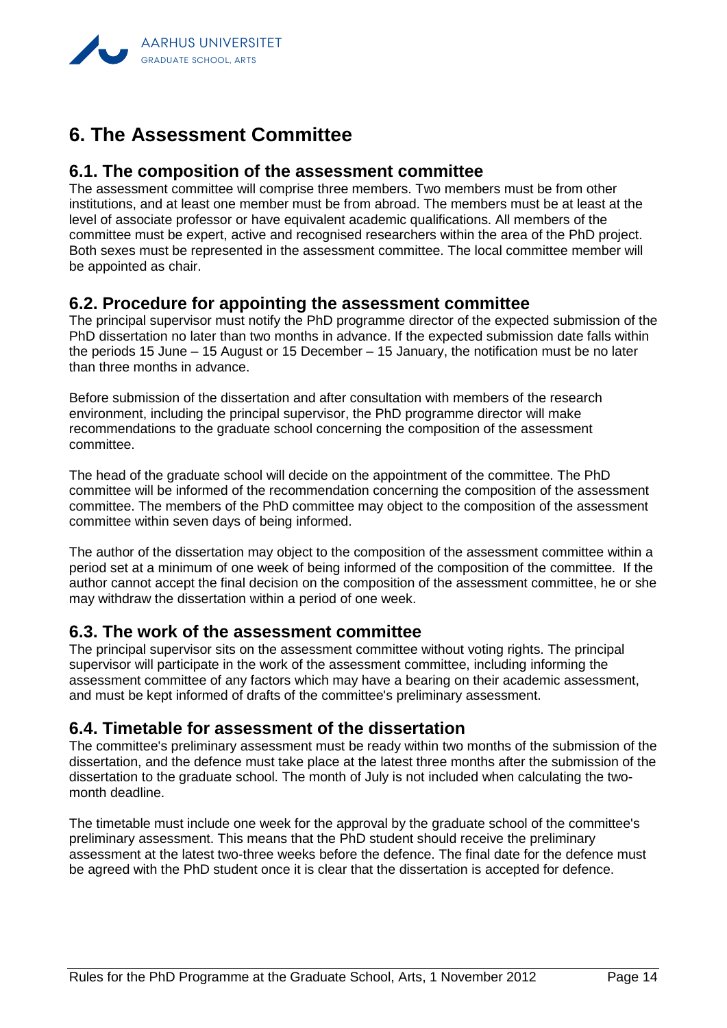# 6. The Assessment Committee

## 6.1. The composition of the assessment committee

The assessment committee will comprise three members. Two members must be from other institutions, and at least one member must be from abroad. The members must be at least at the level of associate professor or have equivalent academic qualifications. All members of the committee must be expert, active and recognised researchers within the area of the PhD project. Both sexes must be represented in the assessment committee. The local committee member will be appointed as chair.

## 6.2. Procedure for appointing the assessment committee

The principal supervisor must notify the PhD programme director of the expected submission of the PhD dissertation no later than two months in advance. If the expected submission date falls within the periods 15 June – 15 August or 15 December – 15 January, the notification must be no later than three months in advance.

Before submission of the dissertation and after consultation with members of the research environment, including the principal supervisor, the PhD programme director will make recommendations to the graduate school concerning the composition of the assessment committee.

The head of the graduate school will decide on the appointment of the committee. The PhD committee will be informed of the recommendation concerning the composition of the assessment committee. The members of the PhD committee may object to the composition of the assessment committee within seven days of being informed.

The author of the dissertation may object to the composition of the assessment committee within a period set at a minimum of one week of being informed of the composition of the committee. If the author cannot accept the final decision on the composition of the assessment committee, he or she may withdraw the dissertation within a period of one week.

## 6.3. The work of the assessment committee

The principal supervisor sits on the assessment committee without voting rights. The principal supervisor will participate in the work of the assessment committee, including informing the assessment committee of any factors which may have a bearing on their academic assessment, and must be kept informed of drafts of the committee's preliminary assessment.

## 6.4. Timetable for assessment of the dissertation

The committee's preliminary assessment must be ready within two months of the submission of the dissertation, and the defence must take place at the latest three months after the submission of the dissertation to the graduate school. The month of July is not included when calculating the two-month deadline.

The timetable must include one week for the approval by the graduate school of the committee's preliminary assessment. This means that the PhD student should receive the preliminary assessment at the latest two-three weeks before the defence. The final date for the defence must be agreed with the PhD student once it is clear that the dissertation is accepted for defence.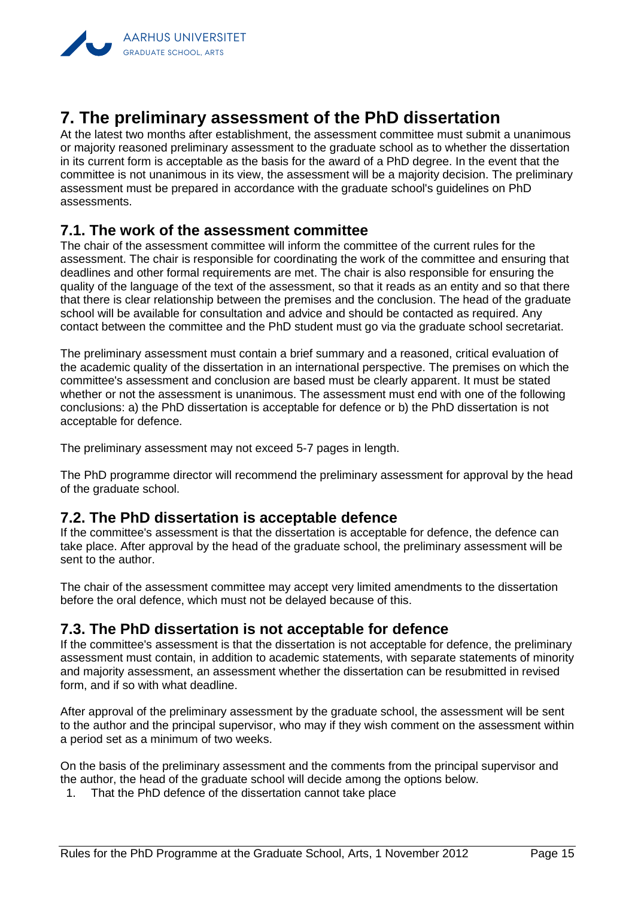# 7. The preliminary assessment of the PhD dissertation

At the latest two months after establishment, the assessment committee must submit a unanimous or majority reasoned preliminary assessment to the graduate school as to whether the dissertation in its current form is acceptable as the basis for the award of a PhD degree. In the event that the committee is not unanimous in its view, the assessment will be a majority decision. The preliminary assessment must be prepared in accordance with the graduate school's guidelines on PhD assessments.

## 7.1. The work of the assessment committee

The chair of the assessment committee will inform the committee of the current rules for the assessment. The chair is responsible for coordinating the work of the committee and ensuring that deadlines and other formal requirements are met. The chair is also responsible for ensuring the quality of the language of the text of the assessment, so that it reads as an entity and so that there that there is clear relationship between the premises and the conclusion. The head of the graduate school will be available for consultation and advice and should be contacted as required. Any contact between the committee and the PhD student must go via the graduate school secretariat.

The preliminary assessment must contain a brief summary and a reasoned, critical evaluation of the academic quality of the dissertation in an international perspective. The premises on which the committee's assessment and conclusion are based must be clearly apparent. It must be stated whether or not the assessment is unanimous. The assessment must end with one of the following conclusions: a) the PhD dissertation is acceptable for defence or b) the PhD dissertation is not acceptable for defence.

The preliminary assessment may not exceed 5-7 pages in length.

The PhD programme director will recommend the preliminary assessment for approval by the head of the graduate school.

## 7.2. The PhD dissertation is acceptable defence

If the committee's assessment is that the dissertation is acceptable for defence, the defence can take place. After approval by the head of the graduate school, the preliminary assessment will be sent to the author.

The chair of the assessment committee may accept very limited amendments to the dissertation before the oral defence, which must not be delayed because of this.

## 7.3. The PhD dissertation is not acceptable for defence

If the committee's assessment is that the dissertation is not acceptable for defence, the preliminary assessment must contain, in addition to academic statements, with separate statements of minority and majority assessment, an assessment whether the dissertation can be resubmitted in revised form, and if so with what deadline.

After approval of the preliminary assessment by the graduate school, the assessment will be sent to the author and the principal supervisor, who may if they wish comment on the assessment within a period set as a minimum of two weeks.

On the basis of the preliminary assessment and the comments from the principal supervisor and the author, the head of the graduate school will decide among the options below.

1. That the PhD defence of the dissertation cannot take place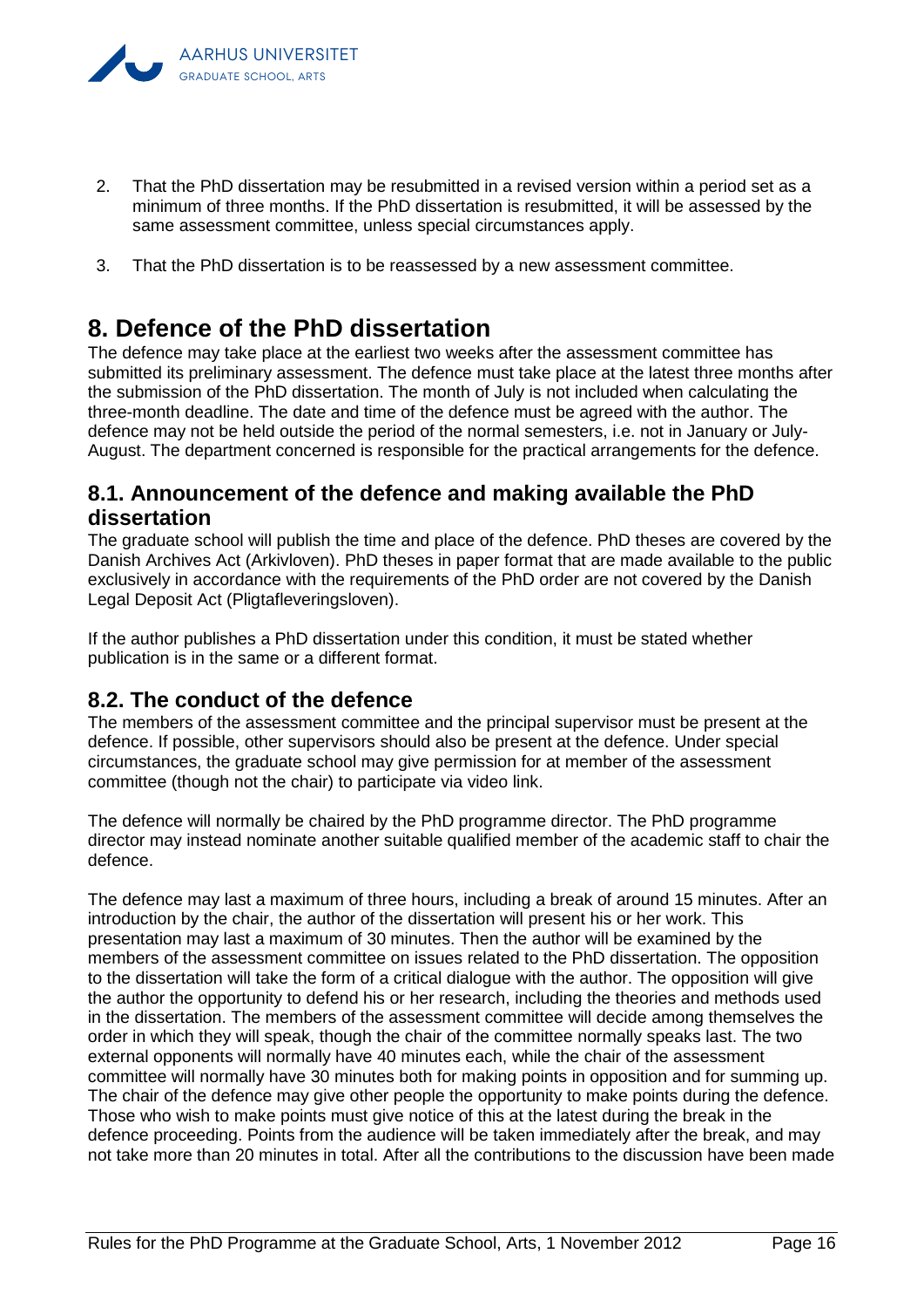2. That the PhD dissertation may be resubmitted in a revised version within a period set as a minimum of three months. If the PhD dissertation is resubmitted, it will be assessed by the same assessment committee, unless special circumstances apply.

3. That the PhD dissertation is to be reassessed by a new assessment committee.

# 8. Defence of the PhD dissertation

The defence may take place at the earliest two weeks after the assessment committee has submitted its preliminary assessment. The defence must take place at the latest three months after the submission of the PhD dissertation. The month of July is not included when calculating the three-month deadline. The date and time of the defence must be agreed with the author. The defence may not be held outside the period of the normal semesters, i.e. not in January or July-August. The department concerned is responsible for the practical arrangements for the defence.

## 8.1. Announcement of the defence and making available the PhD dissertation

The graduate school will publish the time and place of the defence. PhD theses are covered by the Danish Archives Act (Arkivloven). PhD theses in paper format that are made available to the public exclusively in accordance with the requirements of the PhD order are not covered by the Danish Legal Deposit Act (Pligtafleveringsloven).

If the author publishes a PhD dissertation under this condition, it must be stated whether publication is in the same or a different format.

## 8.2. The conduct of the defence

The members of the assessment committee and the principal supervisor must be present at the defence. If possible, other supervisors should also be present at the defence. Under special circumstances, the graduate school may give permission for at member of the assessment committee (though not the chair) to participate via video link.

The defence will normally be chaired by the PhD programme director. The PhD programme director may instead nominate another suitable qualified member of the academic staff to chair the defence.

The defence may last a maximum of three hours, including a break of around 15 minutes. After an introduction by the chair, the author of the dissertation will present his or her work. This presentation may last a maximum of 30 minutes. Then the author will be examined by the members of the assessment committee on issues related to the PhD dissertation. The opposition to the dissertation will take the form of a critical dialogue with the author. The opposition will give the author the opportunity to defend his or her research, including the theories and methods used in the dissertation. The members of the assessment committee will decide among themselves the order in which they will speak, though the chair of the committee normally speaks last. The two external opponents will normally have 40 minutes each, while the chair of the assessment committee will normally have 30 minutes both for making points in opposition and for summing up. The chair of the defence may give other people the opportunity to make points during the defence. Those who wish to make points must give notice of this at the latest during the break in the defence proceeding. Points from the audience will be taken immediately after the break, and may not take more than 20 minutes in total. After all the contributions to the discussion have been made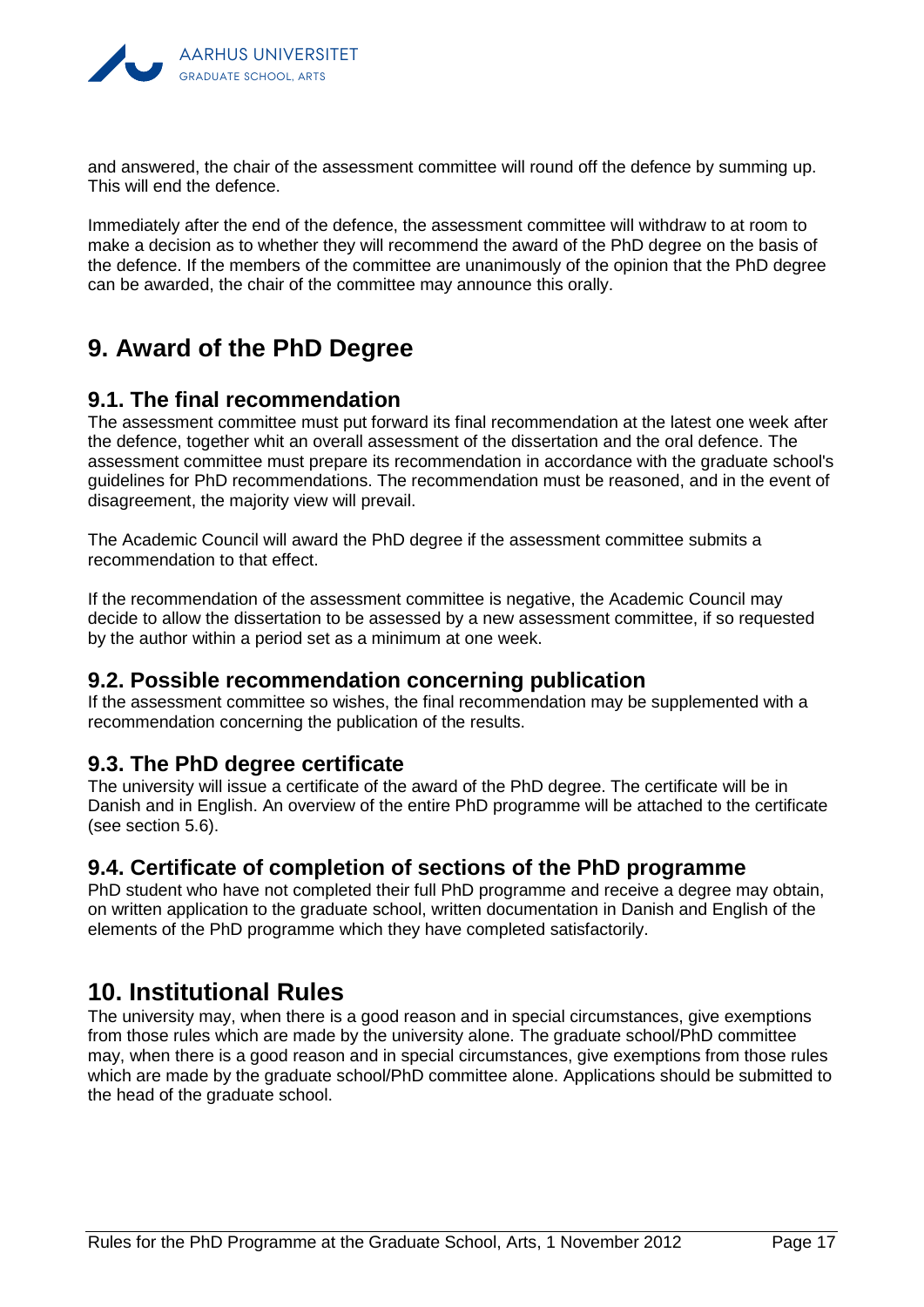and answered, the chair of the assessment committee will round off the defence by summing up. This will end the defence.

Immediately after the end of the defence, the assessment committee will withdraw to at room to make a decision as to whether they will recommend the award of the PhD degree on the basis of the defence. If the members of the committee are unanimously of the opinion that the PhD degree can be awarded, the chair of the committee may announce this orally.

# 9. Award of the PhD Degree

## 9.1. The final recommendation

The assessment committee must put forward its final recommendation at the latest one week after the defence, together whit an overall assessment of the dissertation and the oral defence. The assessment committee must prepare its recommendation in accordance with the graduate school's guidelines for PhD recommendations. The recommendation must be reasoned, and in the event of disagreement, the majority view will prevail.

The Academic Council will award the PhD degree if the assessment committee submits a recommendation to that effect.

If the recommendation of the assessment committee is negative, the Academic Council may decide to allow the dissertation to be assessed by a new assessment committee, if so requested by the author within a period set as a minimum at one week.

## 9.2. Possible recommendation concerning publication

If the assessment committee so wishes, the final recommendation may be supplemented with a recommendation concerning the publication of the results.

## 9.3. The PhD degree certificate

The university will issue a certificate of the award of the PhD degree. The certificate will be in Danish and in English. An overview of the entire PhD programme will be attached to the certificate (see section 5.6).

## 9.4. Certificate of completion of sections of the PhD programme

PhD student who have not completed their full PhD programme and receive a degree may obtain, on written application to the graduate school, written documentation in Danish and English of the elements of the PhD programme which they have completed satisfactorily.

# 10. Institutional Rules

The university may, when there is a good reason and in special circumstances, give exemptions from those rules which are made by the university alone. The graduate school/PhD committee may, when there is a good reason and in special circumstances, give exemptions from those rules which are made by the graduate school/PhD committee alone. Applications should be submitted to the head of the graduate school.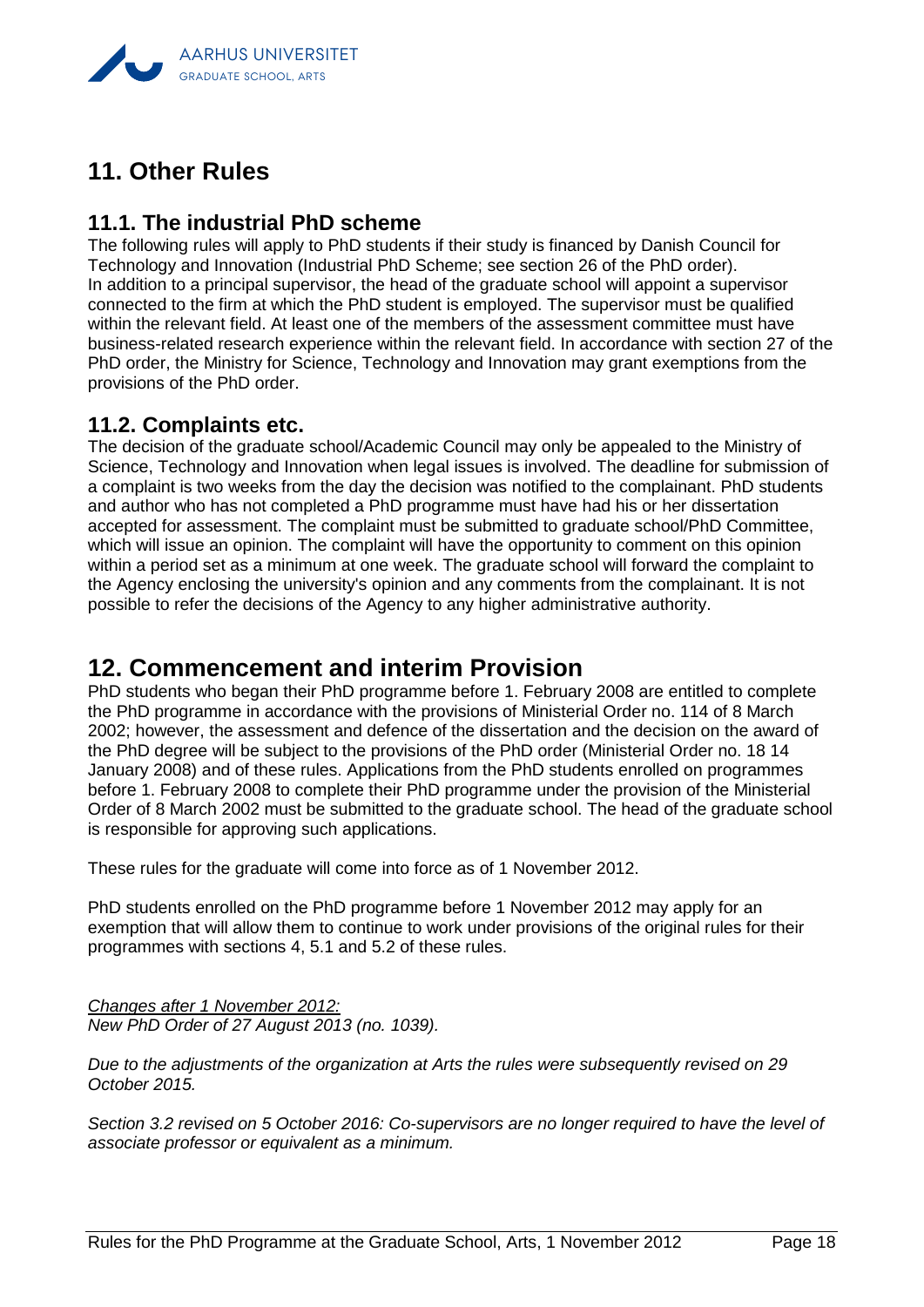# 11. Other Rules

## 11.1. The industrial PhD scheme

The following rules will apply to PhD students if their study is financed by Danish Council for Technology and Innovation (Industrial PhD Scheme; see section 26 of the PhD order).
In addition to a principal supervisor, the head of the graduate school will appoint a supervisor connected to the firm at which the PhD student is employed. The supervisor must be qualified within the relevant field. At least one of the members of the assessment committee must have business-related research experience within the relevant field. In accordance with section 27 of the PhD order, the Ministry for Science, Technology and Innovation may grant exemptions from the provisions of the PhD order.

## 11.2. Complaints etc.

The decision of the graduate school/Academic Council may only be appealed to the Ministry of Science, Technology and Innovation when legal issues is involved. The deadline for submission of a complaint is two weeks from the day the decision was notified to the complainant. PhD students and author who has not completed a PhD programme must have had his or her dissertation accepted for assessment. The complaint must be submitted to graduate school/PhD Committee, which will issue an opinion. The complaint will have the opportunity to comment on this opinion within a period set as a minimum at one week. The graduate school will forward the complaint to the Agency enclosing the university's opinion and any comments from the complainant. It is not possible to refer the decisions of the Agency to any higher administrative authority.

# 12. Commencement and interim Provision

PhD students who began their PhD programme before 1. February 2008 are entitled to complete the PhD programme in accordance with the provisions of Ministerial Order no. 114 of 8 March 2002; however, the assessment and defence of the dissertation and the decision on the award of the PhD degree will be subject to the provisions of the PhD order (Ministerial Order no. 18 14 January 2008) and of these rules. Applications from the PhD students enrolled on programmes before 1. February 2008 to complete their PhD programme under the provision of the Ministerial Order of 8 March 2002 must be submitted to the graduate school. The head of the graduate school is responsible for approving such applications.

These rules for the graduate will come into force as of 1 November 2012.

PhD students enrolled on the PhD programme before 1 November 2012 may apply for an exemption that will allow them to continue to work under provisions of the original rules for their programmes with sections 4, 5.1 and 5.2 of these rules.

*Changes after 1 November 2012:*
*New PhD Order of 27 August 2013 (no. 1039).*

*Due to the adjustments of the organization at Arts the rules were subsequently revised on 29 October 2015.*

*Section 3.2 revised on 5 October 2016: Co-supervisors are no longer required to have the level of associate professor or equivalent as a minimum.*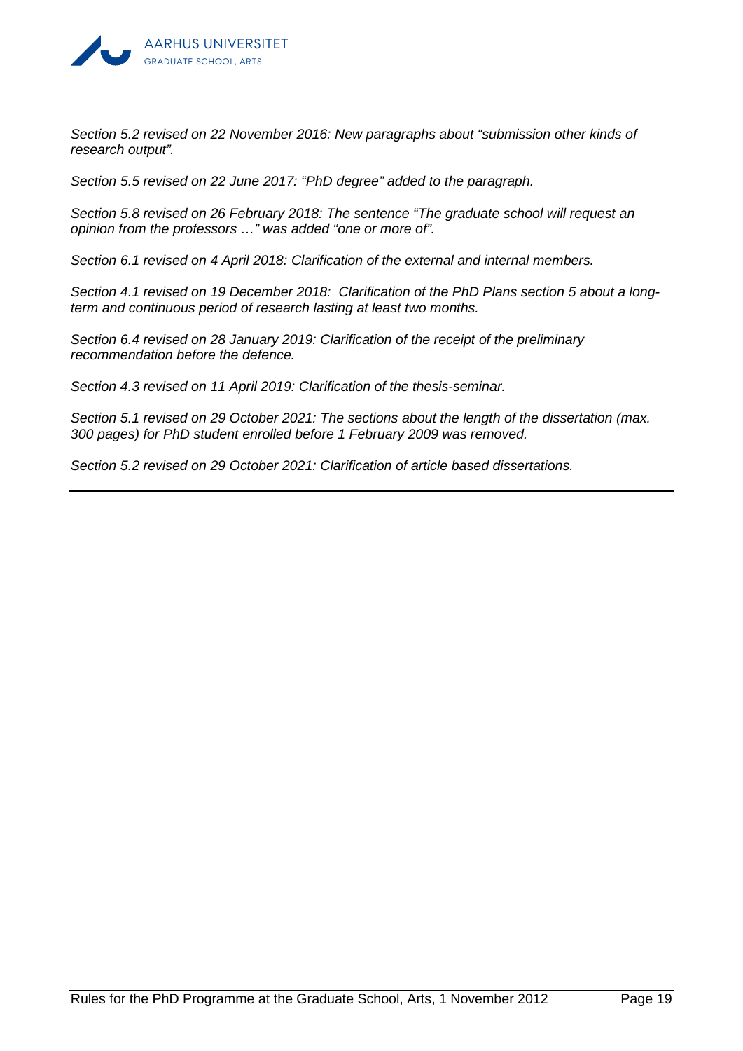*Section 5.2 revised on 22 November 2016: New paragraphs about "submission other kinds of research output".*

*Section 5.5 revised on 22 June 2017: "PhD degree" added to the paragraph.*

*Section 5.8 revised on 26 February 2018: The sentence "The graduate school will request an opinion from the professors …" was added "one or more of".*

*Section 6.1 revised on 4 April 2018: Clarification of the external and internal members.*

*Section 4.1 revised on 19 December 2018: Clarification of the PhD Plans section 5 about a long-term and continuous period of research lasting at least two months.*

*Section 6.4 revised on 28 January 2019: Clarification of the receipt of the preliminary recommendation before the defence.*

*Section 4.3 revised on 11 April 2019: Clarification of the thesis-seminar.*

*Section 5.1 revised on 29 October 2021: The sections about the length of the dissertation (max. 300 pages) for PhD student enrolled before 1 February 2009 was removed.*

*Section 5.2 revised on 29 October 2021: Clarification of article based dissertations.*

---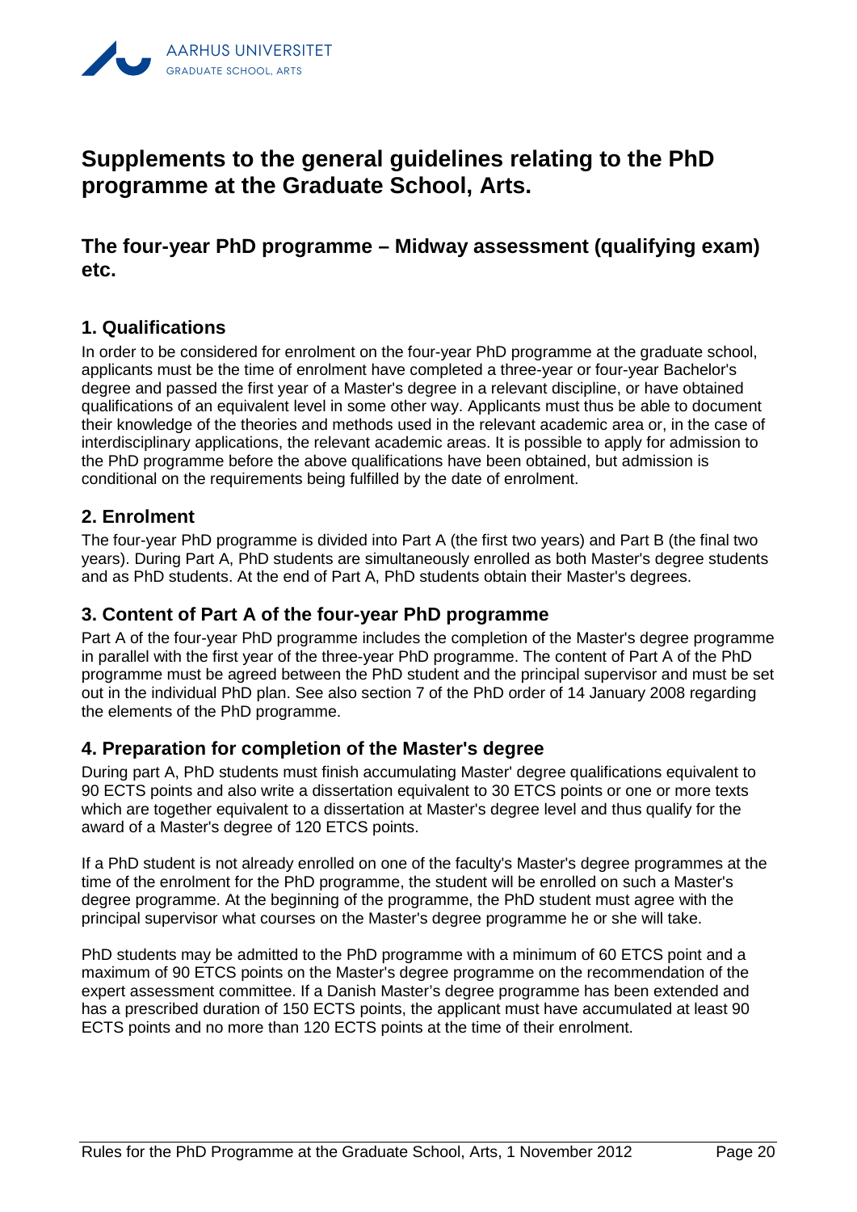# Supplements to the general guidelines relating to the PhD programme at the Graduate School, Arts.

## The four-year PhD programme – Midway assessment (qualifying exam) etc.

### 1. Qualifications

In order to be considered for enrolment on the four-year PhD programme at the graduate school, applicants must be the time of enrolment have completed a three-year or four-year Bachelor's degree and passed the first year of a Master's degree in a relevant discipline, or have obtained qualifications of an equivalent level in some other way. Applicants must thus be able to document their knowledge of the theories and methods used in the relevant academic area or, in the case of interdisciplinary applications, the relevant academic areas. It is possible to apply for admission to the PhD programme before the above qualifications have been obtained, but admission is conditional on the requirements being fulfilled by the date of enrolment.

### 2. Enrolment

The four-year PhD programme is divided into Part A (the first two years) and Part B (the final two years). During Part A, PhD students are simultaneously enrolled as both Master's degree students and as PhD students. At the end of Part A, PhD students obtain their Master's degrees.

### 3. Content of Part A of the four-year PhD programme

Part A of the four-year PhD programme includes the completion of the Master's degree programme in parallel with the first year of the three-year PhD programme. The content of Part A of the PhD programme must be agreed between the PhD student and the principal supervisor and must be set out in the individual PhD plan. See also section 7 of the PhD order of 14 January 2008 regarding the elements of the PhD programme.

### 4. Preparation for completion of the Master's degree

During part A, PhD students must finish accumulating Master' degree qualifications equivalent to 90 ECTS points and also write a dissertation equivalent to 30 ETCS points or one or more texts which are together equivalent to a dissertation at Master's degree level and thus qualify for the award of a Master's degree of 120 ETCS points.

If a PhD student is not already enrolled on one of the faculty's Master's degree programmes at the time of the enrolment for the PhD programme, the student will be enrolled on such a Master's degree programme. At the beginning of the programme, the PhD student must agree with the principal supervisor what courses on the Master's degree programme he or she will take.

PhD students may be admitted to the PhD programme with a minimum of 60 ETCS point and a maximum of 90 ETCS points on the Master's degree programme on the recommendation of the expert assessment committee. If a Danish Master's degree programme has been extended and has a prescribed duration of 150 ECTS points, the applicant must have accumulated at least 90 ECTS points and no more than 120 ECTS points at the time of their enrolment.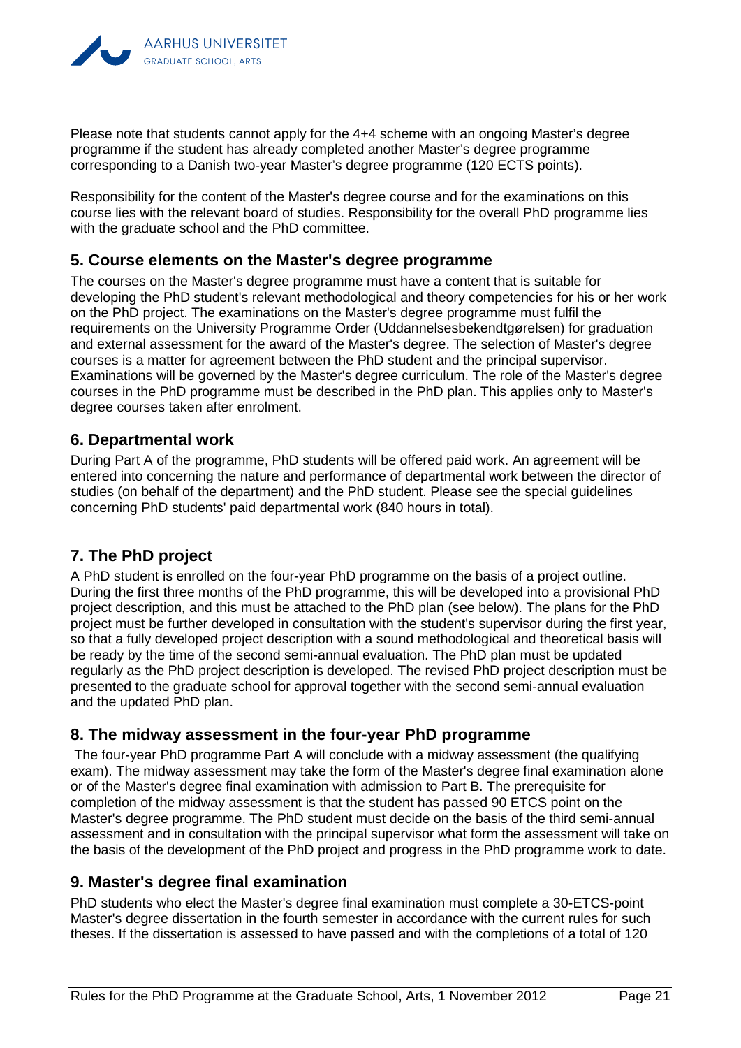Please note that students cannot apply for the 4+4 scheme with an ongoing Master's degree programme if the student has already completed another Master's degree programme corresponding to a Danish two-year Master's degree programme (120 ECTS points).

Responsibility for the content of the Master's degree course and for the examinations on this course lies with the relevant board of studies. Responsibility for the overall PhD programme lies with the graduate school and the PhD committee.

## 5. Course elements on the Master's degree programme

The courses on the Master's degree programme must have a content that is suitable for developing the PhD student's relevant methodological and theory competencies for his or her work on the PhD project. The examinations on the Master's degree programme must fulfil the requirements on the University Programme Order (Uddannelsesbekendtgørelsen) for graduation and external assessment for the award of the Master's degree. The selection of Master's degree courses is a matter for agreement between the PhD student and the principal supervisor. Examinations will be governed by the Master's degree curriculum. The role of the Master's degree courses in the PhD programme must be described in the PhD plan. This applies only to Master's degree courses taken after enrolment.

## 6. Departmental work

During Part A of the programme, PhD students will be offered paid work. An agreement will be entered into concerning the nature and performance of departmental work between the director of studies (on behalf of the department) and the PhD student. Please see the special guidelines concerning PhD students' paid departmental work (840 hours in total).

## 7. The PhD project

A PhD student is enrolled on the four-year PhD programme on the basis of a project outline. During the first three months of the PhD programme, this will be developed into a provisional PhD project description, and this must be attached to the PhD plan (see below). The plans for the PhD project must be further developed in consultation with the student's supervisor during the first year, so that a fully developed project description with a sound methodological and theoretical basis will be ready by the time of the second semi-annual evaluation. The PhD plan must be updated regularly as the PhD project description is developed. The revised PhD project description must be presented to the graduate school for approval together with the second semi-annual evaluation and the updated PhD plan.

## 8. The midway assessment in the four-year PhD programme

The four-year PhD programme Part A will conclude with a midway assessment (the qualifying exam). The midway assessment may take the form of the Master's degree final examination alone or of the Master's degree final examination with admission to Part B. The prerequisite for completion of the midway assessment is that the student has passed 90 ETCS point on the Master's degree programme. The PhD student must decide on the basis of the third semi-annual assessment and in consultation with the principal supervisor what form the assessment will take on the basis of the development of the PhD project and progress in the PhD programme work to date.

## 9. Master's degree final examination

PhD students who elect the Master's degree final examination must complete a 30-ETCS-point Master's degree dissertation in the fourth semester in accordance with the current rules for such theses. If the dissertation is assessed to have passed and with the completions of a total of 120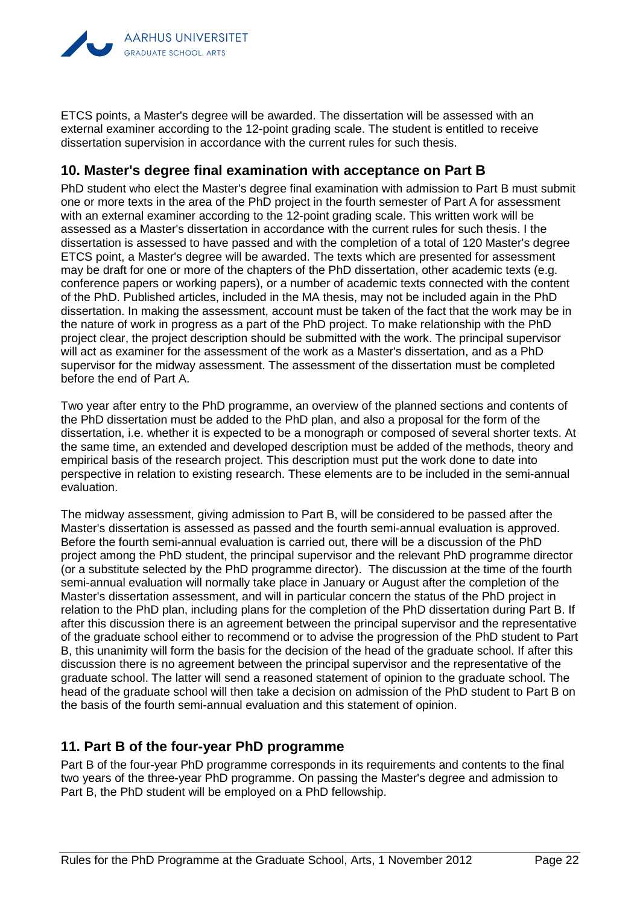ETCS points, a Master's degree will be awarded. The dissertation will be assessed with an external examiner according to the 12-point grading scale. The student is entitled to receive dissertation supervision in accordance with the current rules for such thesis.

## 10. Master's degree final examination with acceptance on Part B

PhD student who elect the Master's degree final examination with admission to Part B must submit one or more texts in the area of the PhD project in the fourth semester of Part A for assessment with an external examiner according to the 12-point grading scale. This written work will be assessed as a Master's dissertation in accordance with the current rules for such thesis. I the dissertation is assessed to have passed and with the completion of a total of 120 Master's degree ETCS point, a Master's degree will be awarded. The texts which are presented for assessment may be draft for one or more of the chapters of the PhD dissertation, other academic texts (e.g. conference papers or working papers), or a number of academic texts connected with the content of the PhD. Published articles, included in the MA thesis, may not be included again in the PhD dissertation. In making the assessment, account must be taken of the fact that the work may be in the nature of work in progress as a part of the PhD project. To make relationship with the PhD project clear, the project description should be submitted with the work. The principal supervisor will act as examiner for the assessment of the work as a Master's dissertation, and as a PhD supervisor for the midway assessment. The assessment of the dissertation must be completed before the end of Part A.

Two year after entry to the PhD programme, an overview of the planned sections and contents of the PhD dissertation must be added to the PhD plan, and also a proposal for the form of the dissertation, i.e. whether it is expected to be a monograph or composed of several shorter texts. At the same time, an extended and developed description must be added of the methods, theory and empirical basis of the research project. This description must put the work done to date into perspective in relation to existing research. These elements are to be included in the semi-annual evaluation.

The midway assessment, giving admission to Part B, will be considered to be passed after the Master's dissertation is assessed as passed and the fourth semi-annual evaluation is approved. Before the fourth semi-annual evaluation is carried out, there will be a discussion of the PhD project among the PhD student, the principal supervisor and the relevant PhD programme director (or a substitute selected by the PhD programme director). The discussion at the time of the fourth semi-annual evaluation will normally take place in January or August after the completion of the Master's dissertation assessment, and will in particular concern the status of the PhD project in relation to the PhD plan, including plans for the completion of the PhD dissertation during Part B. If after this discussion there is an agreement between the principal supervisor and the representative of the graduate school either to recommend or to advise the progression of the PhD student to Part B, this unanimity will form the basis for the decision of the head of the graduate school. If after this discussion there is no agreement between the principal supervisor and the representative of the graduate school. The latter will send a reasoned statement of opinion to the graduate school. The head of the graduate school will then take a decision on admission of the PhD student to Part B on the basis of the fourth semi-annual evaluation and this statement of opinion.

## 11. Part B of the four-year PhD programme

Part B of the four-year PhD programme corresponds in its requirements and contents to the final two years of the three-year PhD programme. On passing the Master's degree and admission to Part B, the PhD student will be employed on a PhD fellowship.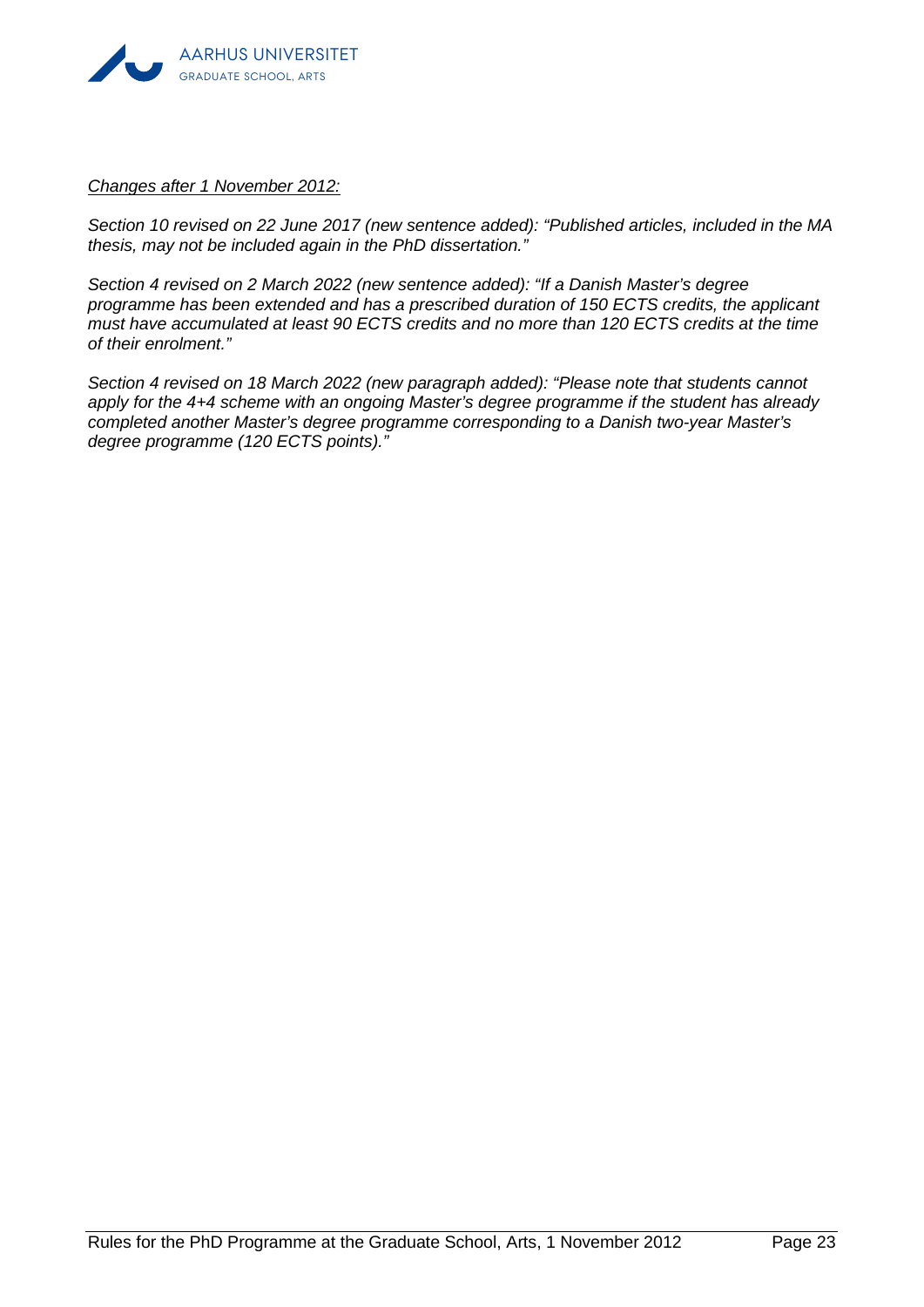*<u>Changes after 1 November 2012:</u>*

*Section 10 revised on 22 June 2017 (new sentence added): "Published articles, included in the MA thesis, may not be included again in the PhD dissertation."*

*Section 4 revised on 2 March 2022 (new sentence added): "If a Danish Master's degree programme has been extended and has a prescribed duration of 150 ECTS credits, the applicant must have accumulated at least 90 ECTS credits and no more than 120 ECTS credits at the time of their enrolment."*

*Section 4 revised on 18 March 2022 (new paragraph added): "Please note that students cannot apply for the 4+4 scheme with an ongoing Master's degree programme if the student has already completed another Master's degree programme corresponding to a Danish two-year Master's degree programme (120 ECTS points)."*